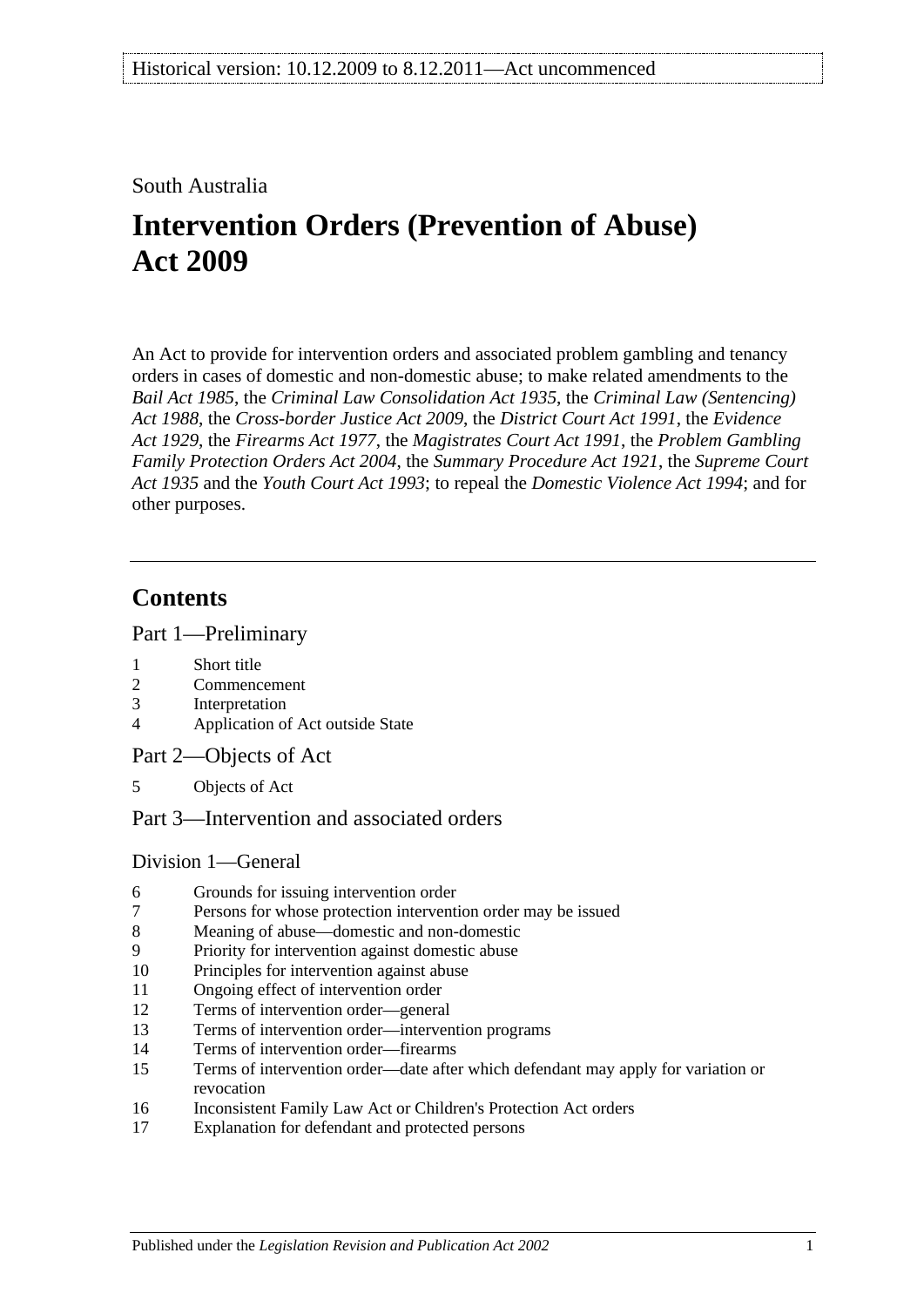Historical version: 10.12.2009 to 8.12.2011—Act uncommenced

South Australia

# Intervention Orders (Prevention of Abuse) Act 2009

An Act to provide for intervention orders and associated problem gambling and tenancy orders in cases of domestic and non-domestic abuse; to make related amendments to the *Bail Act 1985*, the *Criminal Law Consolidation Act 1935*, the *Criminal Law (Sentencing) Act 1988*, the *Cross-border Justice Act 2009*, the *District Court Act 1991*, the *Evidence Act 1929*, the *Firearms Act 1977*, the *Magistrates Court Act 1991*, the *Problem Gambling Family Protection Orders Act 2004*, the *Summary Procedure Act 1921*, the *Supreme Court Act 1935* and the *Youth Court Act 1993*; to repeal the *Domestic Violence Act 1994*; and for other purposes.

## Contents

Part 1—Preliminary

- 1 Short title
- 2 Commencement
- 3 Interpretation
- 4 Application of Act outside State

Part 2—Objects of Act

- 5 Objects of Act

Part 3—Intervention and associated orders

Division 1—General

- 6 Grounds for issuing intervention order
- 7 Persons for whose protection intervention order may be issued
- 8 Meaning of abuse—domestic and non-domestic
- 9 Priority for intervention against domestic abuse
- 10 Principles for intervention against abuse
- 11 Ongoing effect of intervention order
- 12 Terms of intervention order—general
- 13 Terms of intervention order—intervention programs
- 14 Terms of intervention order—firearms
- 15 Terms of intervention order—date after which defendant may apply for variation or revocation
- 16 Inconsistent Family Law Act or Children's Protection Act orders
- 17 Explanation for defendant and protected persons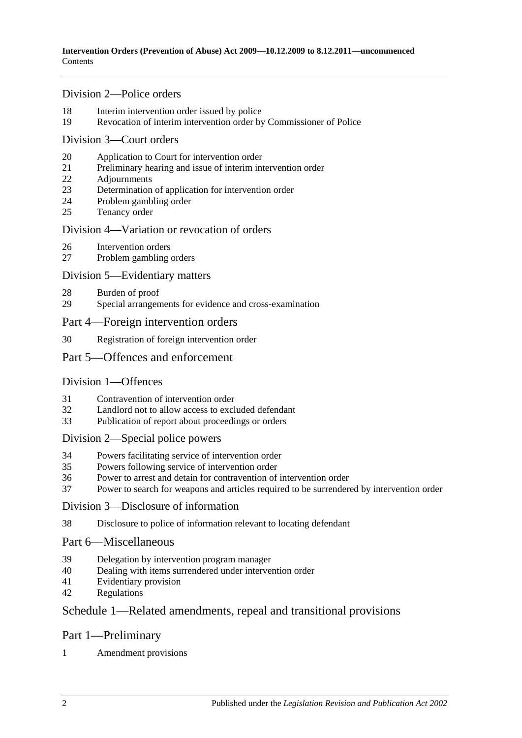## Division 2—Police orders

18 Interim intervention order issued by police
19 Revocation of interim intervention order by Commissioner of Police

## Division 3—Court orders

20 Application to Court for intervention order
21 Preliminary hearing and issue of interim intervention order
22 Adjournments
23 Determination of application for intervention order
24 Problem gambling order
25 Tenancy order

## Division 4—Variation or revocation of orders

26 Intervention orders
27 Problem gambling orders

## Division 5—Evidentiary matters

28 Burden of proof
29 Special arrangements for evidence and cross-examination

## Part 4—Foreign intervention orders

30 Registration of foreign intervention order

## Part 5—Offences and enforcement

## Division 1—Offences

31 Contravention of intervention order
32 Landlord not to allow access to excluded defendant
33 Publication of report about proceedings or orders

## Division 2—Special police powers

34 Powers facilitating service of intervention order
35 Powers following service of intervention order
36 Power to arrest and detain for contravention of intervention order
37 Power to search for weapons and articles required to be surrendered by intervention order

## Division 3—Disclosure of information

38 Disclosure to police of information relevant to locating defendant

## Part 6—Miscellaneous

39 Delegation by intervention program manager
40 Dealing with items surrendered under intervention order
41 Evidentiary provision
42 Regulations

## Schedule 1—Related amendments, repeal and transitional provisions

## Part 1—Preliminary

1 Amendment provisions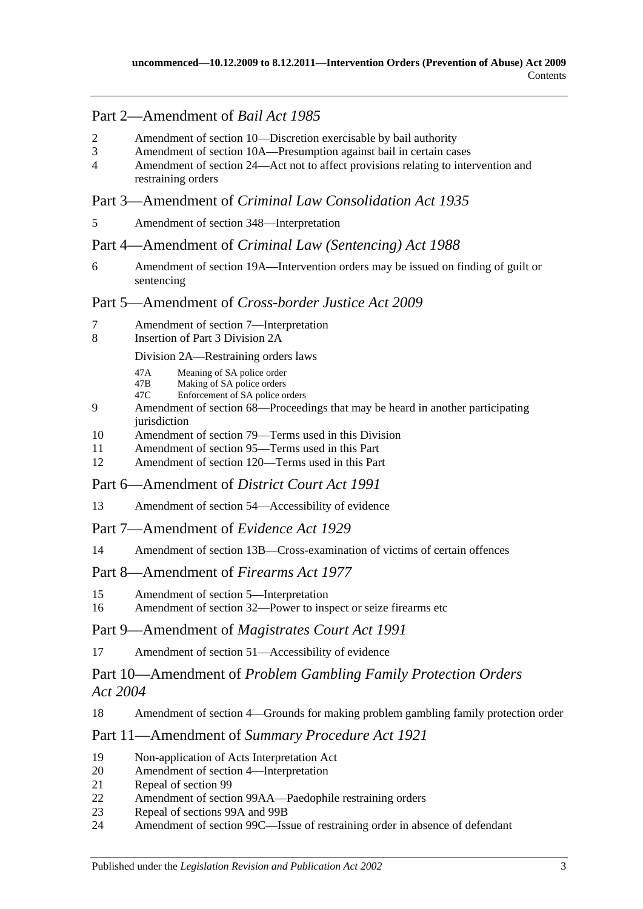## Part 2—Amendment of *Bail Act 1985*

2 Amendment of section 10—Discretion exercisable by bail authority
3 Amendment of section 10A—Presumption against bail in certain cases
4 Amendment of section 24—Act not to affect provisions relating to intervention and restraining orders

## Part 3—Amendment of *Criminal Law Consolidation Act 1935*

5 Amendment of section 348—Interpretation

## Part 4—Amendment of *Criminal Law (Sentencing) Act 1988*

6 Amendment of section 19A—Intervention orders may be issued on finding of guilt or sentencing

## Part 5—Amendment of *Cross-border Justice Act 2009*

7 Amendment of section 7—Interpretation
8 Insertion of Part 3 Division 2A

Division 2A—Restraining orders laws

47A Meaning of SA police order
47B Making of SA police orders
47C Enforcement of SA police orders

9 Amendment of section 68—Proceedings that may be heard in another participating jurisdiction
10 Amendment of section 79—Terms used in this Division
11 Amendment of section 95—Terms used in this Part
12 Amendment of section 120—Terms used in this Part

## Part 6—Amendment of *District Court Act 1991*

13 Amendment of section 54—Accessibility of evidence

## Part 7—Amendment of *Evidence Act 1929*

14 Amendment of section 13B—Cross-examination of victims of certain offences

## Part 8—Amendment of *Firearms Act 1977*

15 Amendment of section 5—Interpretation
16 Amendment of section 32—Power to inspect or seize firearms etc

## Part 9—Amendment of *Magistrates Court Act 1991*

17 Amendment of section 51—Accessibility of evidence

## Part 10—Amendment of *Problem Gambling Family Protection Orders Act 2004*

18 Amendment of section 4—Grounds for making problem gambling family protection order

## Part 11—Amendment of *Summary Procedure Act 1921*

19 Non-application of Acts Interpretation Act
20 Amendment of section 4—Interpretation
21 Repeal of section 99
22 Amendment of section 99AA—Paedophile restraining orders
23 Repeal of sections 99A and 99B
24 Amendment of section 99C—Issue of restraining order in absence of defendant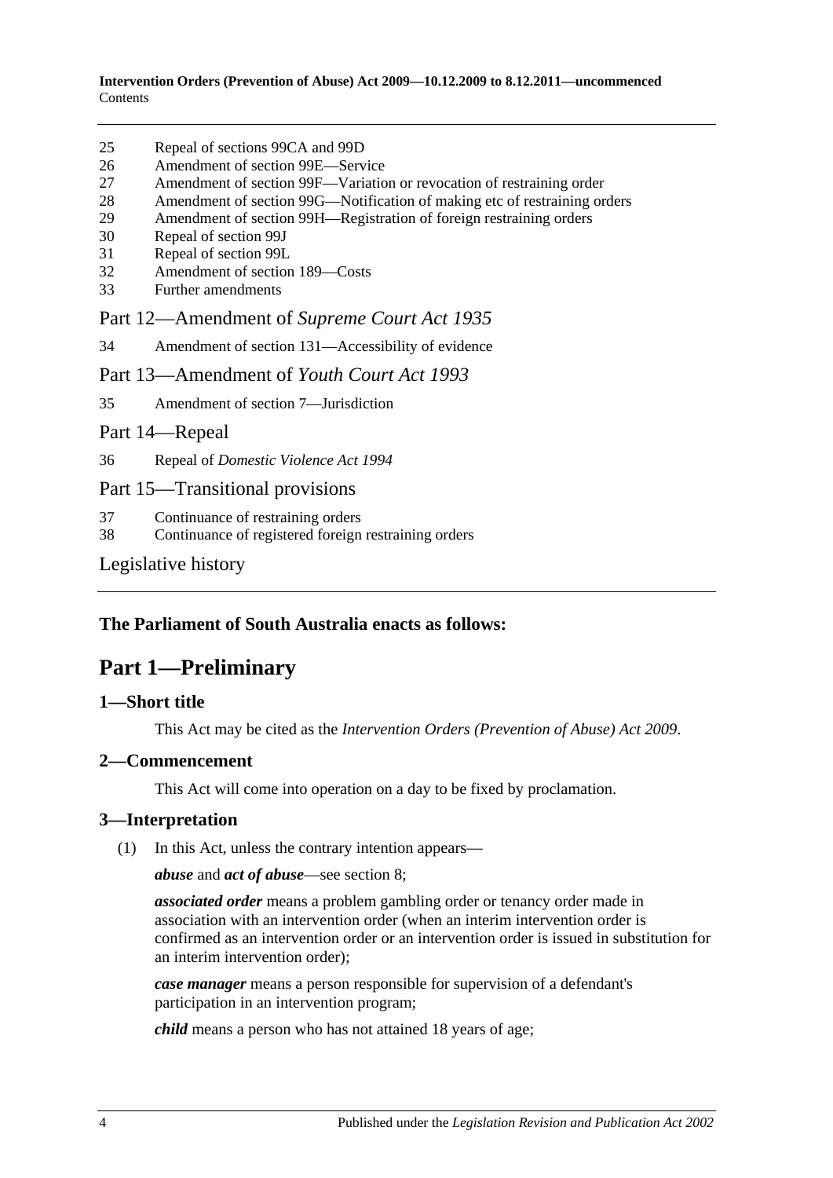25 Repeal of sections 99CA and 99D
26 Amendment of section 99E—Service
27 Amendment of section 99F—Variation or revocation of restraining order
28 Amendment of section 99G—Notification of making etc of restraining orders
29 Amendment of section 99H—Registration of foreign restraining orders
30 Repeal of section 99J
31 Repeal of section 99L
32 Amendment of section 189—Costs
33 Further amendments

Part 12—Amendment of *Supreme Court Act 1935*

34 Amendment of section 131—Accessibility of evidence

Part 13—Amendment of *Youth Court Act 1993*

35 Amendment of section 7—Jurisdiction

Part 14—Repeal

36 Repeal of *Domestic Violence Act 1994*

Part 15—Transitional provisions

37 Continuance of restraining orders
38 Continuance of registered foreign restraining orders

Legislative history

**The Parliament of South Australia enacts as follows:**

# Part 1—Preliminary

## 1—Short title

This Act may be cited as the *Intervention Orders (Prevention of Abuse) Act 2009*.

## 2—Commencement

This Act will come into operation on a day to be fixed by proclamation.

## 3—Interpretation

(1) In this Act, unless the contrary intention appears—

***abuse*** and ***act of abuse***—see section 8;

***associated order*** means a problem gambling order or tenancy order made in association with an intervention order (when an interim intervention order is confirmed as an intervention order or an intervention order is issued in substitution for an interim intervention order);

***case manager*** means a person responsible for supervision of a defendant's participation in an intervention program;

***child*** means a person who has not attained 18 years of age;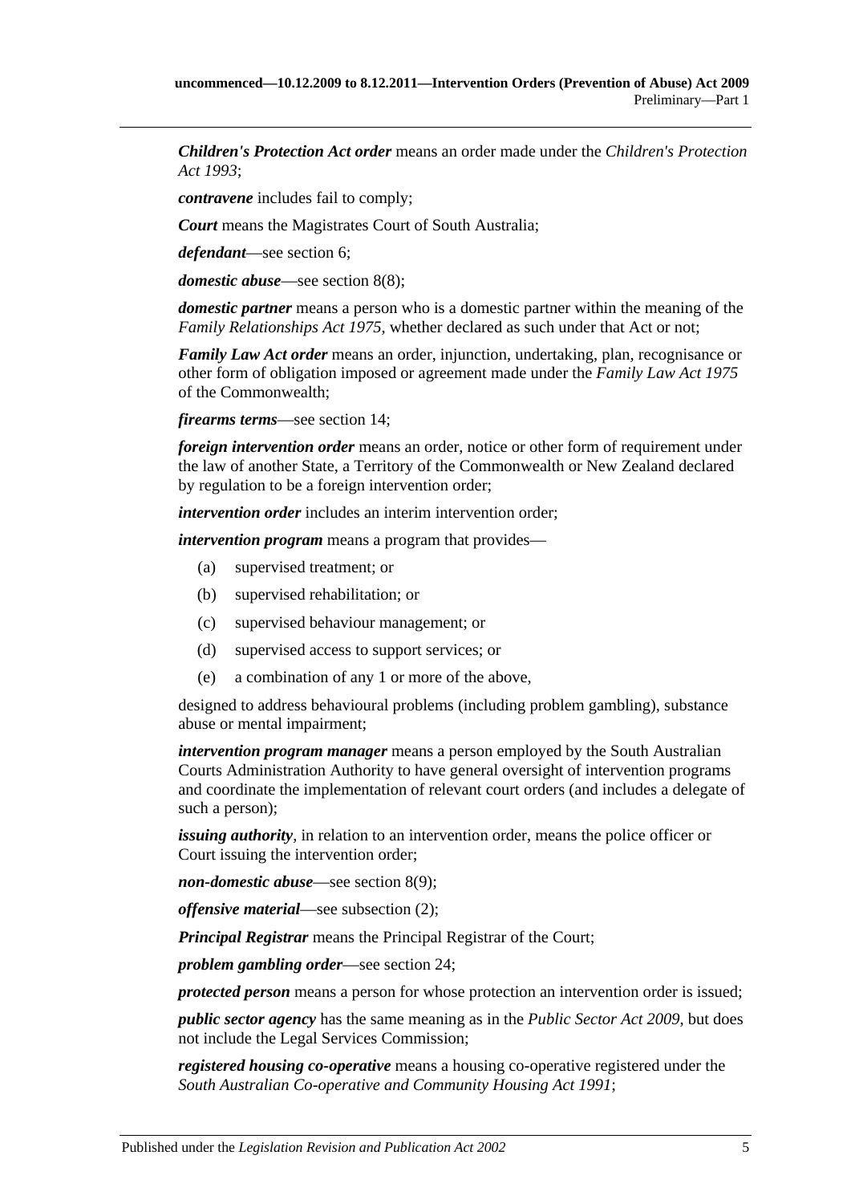***Children's Protection Act order*** means an order made under the *Children's Protection Act 1993*;

***contravene*** includes fail to comply;

***Court*** means the Magistrates Court of South Australia;

***defendant***—see section 6;

***domestic abuse***—see section 8(8);

***domestic partner*** means a person who is a domestic partner within the meaning of the *Family Relationships Act 1975*, whether declared as such under that Act or not;

***Family Law Act order*** means an order, injunction, undertaking, plan, recognisance or other form of obligation imposed or agreement made under the *Family Law Act 1975* of the Commonwealth;

***firearms terms***—see section 14;

***foreign intervention order*** means an order, notice or other form of requirement under the law of another State, a Territory of the Commonwealth or New Zealand declared by regulation to be a foreign intervention order;

***intervention order*** includes an interim intervention order;

***intervention program*** means a program that provides—

(a) supervised treatment; or

(b) supervised rehabilitation; or

(c) supervised behaviour management; or

(d) supervised access to support services; or

(e) a combination of any 1 or more of the above,

designed to address behavioural problems (including problem gambling), substance abuse or mental impairment;

***intervention program manager*** means a person employed by the South Australian Courts Administration Authority to have general oversight of intervention programs and coordinate the implementation of relevant court orders (and includes a delegate of such a person);

***issuing authority***, in relation to an intervention order, means the police officer or Court issuing the intervention order;

***non-domestic abuse***—see section 8(9);

***offensive material***—see subsection (2);

***Principal Registrar*** means the Principal Registrar of the Court;

***problem gambling order***—see section 24;

***protected person*** means a person for whose protection an intervention order is issued;

***public sector agency*** has the same meaning as in the *Public Sector Act 2009*, but does not include the Legal Services Commission;

***registered housing co-operative*** means a housing co-operative registered under the *South Australian Co-operative and Community Housing Act 1991*;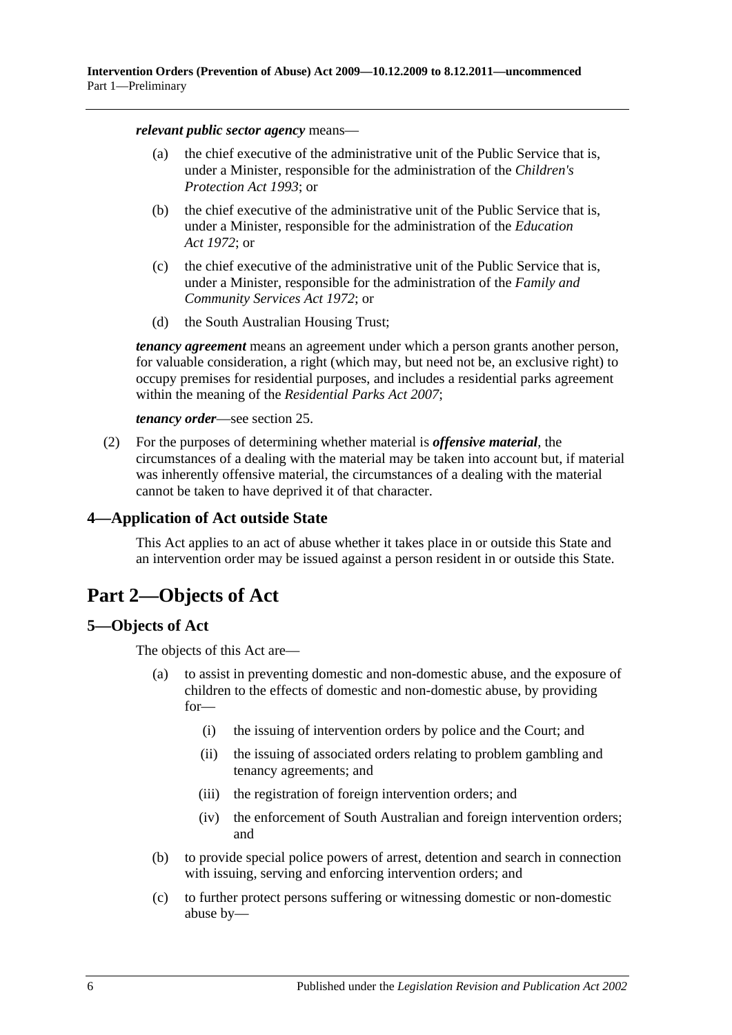***relevant public sector agency*** means—

(a) the chief executive of the administrative unit of the Public Service that is, under a Minister, responsible for the administration of the *Children's Protection Act 1993*; or

(b) the chief executive of the administrative unit of the Public Service that is, under a Minister, responsible for the administration of the *Education Act 1972*; or

(c) the chief executive of the administrative unit of the Public Service that is, under a Minister, responsible for the administration of the *Family and Community Services Act 1972*; or

(d) the South Australian Housing Trust;

***tenancy agreement*** means an agreement under which a person grants another person, for valuable consideration, a right (which may, but need not be, an exclusive right) to occupy premises for residential purposes, and includes a residential parks agreement within the meaning of the *Residential Parks Act 2007*;

***tenancy order***—see section 25.

(2) For the purposes of determining whether material is ***offensive material***, the circumstances of a dealing with the material may be taken into account but, if material was inherently offensive material, the circumstances of a dealing with the material cannot be taken to have deprived it of that character.

### 4—Application of Act outside State

This Act applies to an act of abuse whether it takes place in or outside this State and an intervention order may be issued against a person resident in or outside this State.

## Part 2—Objects of Act

### 5—Objects of Act

The objects of this Act are—

(a) to assist in preventing domestic and non-domestic abuse, and the exposure of children to the effects of domestic and non-domestic abuse, by providing for—

(i) the issuing of intervention orders by police and the Court; and

(ii) the issuing of associated orders relating to problem gambling and tenancy agreements; and

(iii) the registration of foreign intervention orders; and

(iv) the enforcement of South Australian and foreign intervention orders; and

(b) to provide special police powers of arrest, detention and search in connection with issuing, serving and enforcing intervention orders; and

(c) to further protect persons suffering or witnessing domestic or non-domestic abuse by—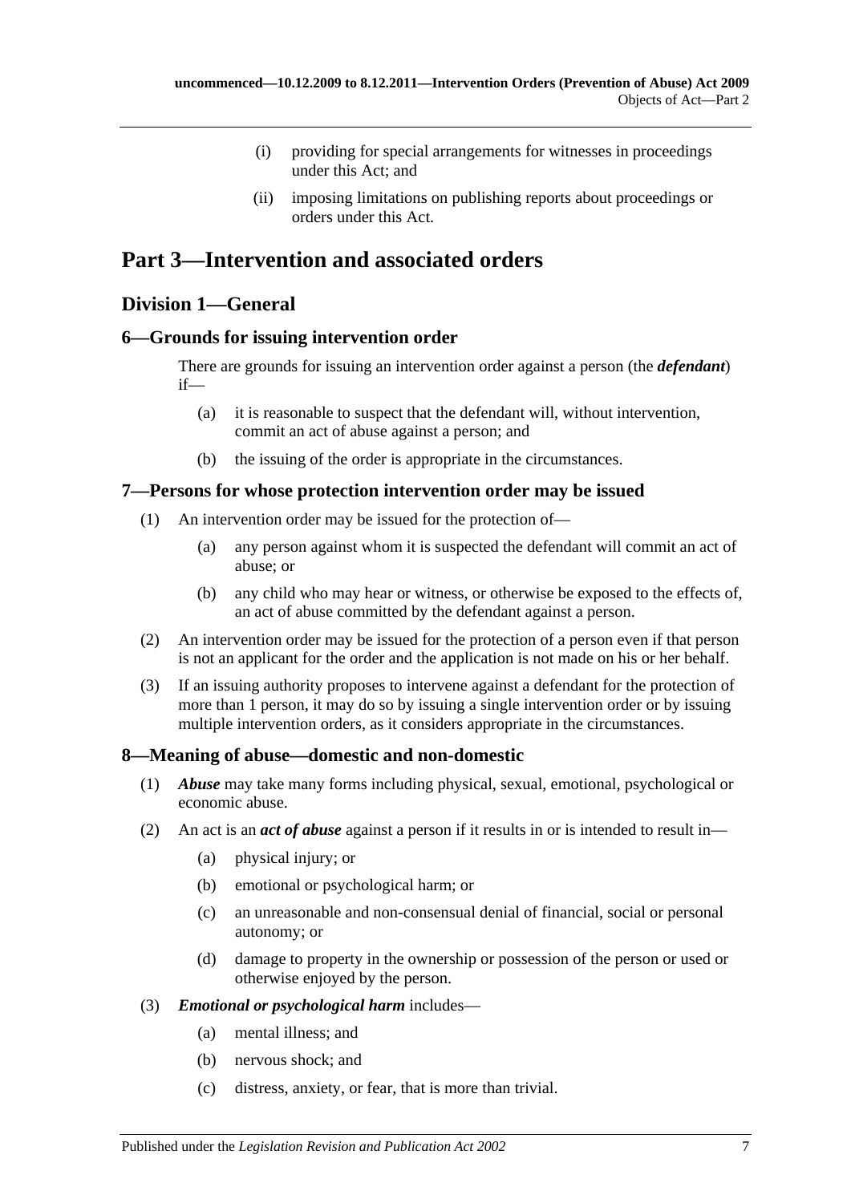(i) providing for special arrangements for witnesses in proceedings under this Act; and

(ii) imposing limitations on publishing reports about proceedings or orders under this Act.

# Part 3—Intervention and associated orders

## Division 1—General

### 6—Grounds for issuing intervention order

There are grounds for issuing an intervention order against a person (the ***defendant***) if—

(a) it is reasonable to suspect that the defendant will, without intervention, commit an act of abuse against a person; and

(b) the issuing of the order is appropriate in the circumstances.

### 7—Persons for whose protection intervention order may be issued

(1) An intervention order may be issued for the protection of—

(a) any person against whom it is suspected the defendant will commit an act of abuse; or

(b) any child who may hear or witness, or otherwise be exposed to the effects of, an act of abuse committed by the defendant against a person.

(2) An intervention order may be issued for the protection of a person even if that person is not an applicant for the order and the application is not made on his or her behalf.

(3) If an issuing authority proposes to intervene against a defendant for the protection of more than 1 person, it may do so by issuing a single intervention order or by issuing multiple intervention orders, as it considers appropriate in the circumstances.

### 8—Meaning of abuse—domestic and non-domestic

(1) ***Abuse*** may take many forms including physical, sexual, emotional, psychological or economic abuse.

(2) An act is an ***act of abuse*** against a person if it results in or is intended to result in—

(a) physical injury; or

(b) emotional or psychological harm; or

(c) an unreasonable and non-consensual denial of financial, social or personal autonomy; or

(d) damage to property in the ownership or possession of the person or used or otherwise enjoyed by the person.

(3) ***Emotional or psychological harm*** includes—

(a) mental illness; and

(b) nervous shock; and

(c) distress, anxiety, or fear, that is more than trivial.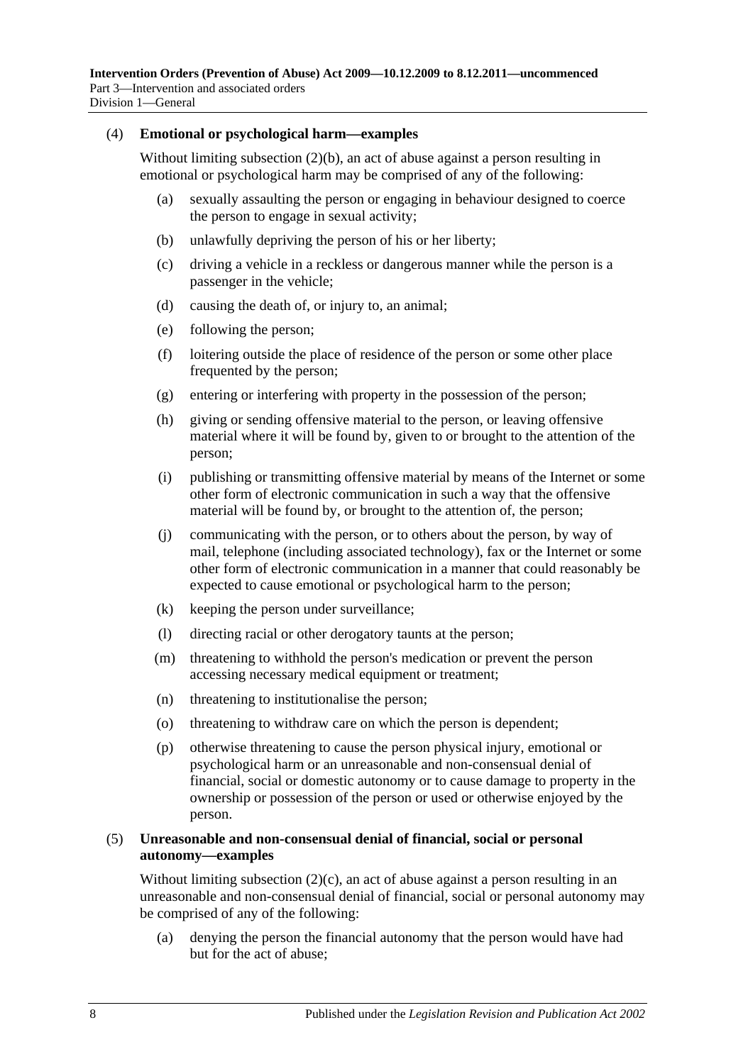(4) **Emotional or psychological harm—examples**

Without limiting subsection (2)(b), an act of abuse against a person resulting in emotional or psychological harm may be comprised of any of the following:

(a) sexually assaulting the person or engaging in behaviour designed to coerce the person to engage in sexual activity;

(b) unlawfully depriving the person of his or her liberty;

(c) driving a vehicle in a reckless or dangerous manner while the person is a passenger in the vehicle;

(d) causing the death of, or injury to, an animal;

(e) following the person;

(f) loitering outside the place of residence of the person or some other place frequented by the person;

(g) entering or interfering with property in the possession of the person;

(h) giving or sending offensive material to the person, or leaving offensive material where it will be found by, given to or brought to the attention of the person;

(i) publishing or transmitting offensive material by means of the Internet or some other form of electronic communication in such a way that the offensive material will be found by, or brought to the attention of, the person;

(j) communicating with the person, or to others about the person, by way of mail, telephone (including associated technology), fax or the Internet or some other form of electronic communication in a manner that could reasonably be expected to cause emotional or psychological harm to the person;

(k) keeping the person under surveillance;

(l) directing racial or other derogatory taunts at the person;

(m) threatening to withhold the person's medication or prevent the person accessing necessary medical equipment or treatment;

(n) threatening to institutionalise the person;

(o) threatening to withdraw care on which the person is dependent;

(p) otherwise threatening to cause the person physical injury, emotional or psychological harm or an unreasonable and non-consensual denial of financial, social or domestic autonomy or to cause damage to property in the ownership or possession of the person or used or otherwise enjoyed by the person.

(5) **Unreasonable and non-consensual denial of financial, social or personal autonomy—examples**

Without limiting subsection (2)(c), an act of abuse against a person resulting in an unreasonable and non-consensual denial of financial, social or personal autonomy may be comprised of any of the following:

(a) denying the person the financial autonomy that the person would have had but for the act of abuse;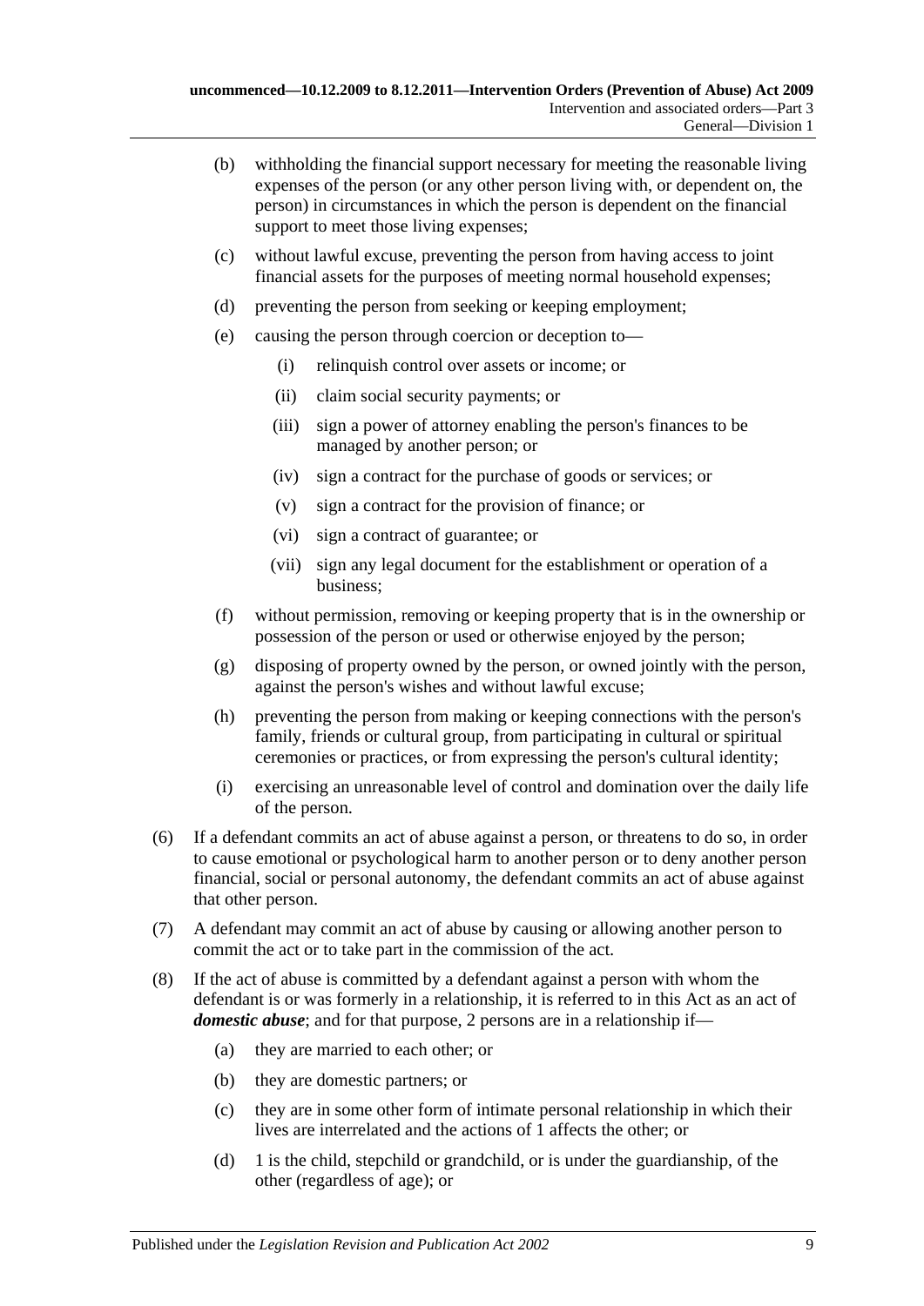(b) withholding the financial support necessary for meeting the reasonable living expenses of the person (or any other person living with, or dependent on, the person) in circumstances in which the person is dependent on the financial support to meet those living expenses;

(c) without lawful excuse, preventing the person from having access to joint financial assets for the purposes of meeting normal household expenses;

(d) preventing the person from seeking or keeping employment;

(e) causing the person through coercion or deception to—

(i) relinquish control over assets or income; or

(ii) claim social security payments; or

(iii) sign a power of attorney enabling the person's finances to be managed by another person; or

(iv) sign a contract for the purchase of goods or services; or

(v) sign a contract for the provision of finance; or

(vi) sign a contract of guarantee; or

(vii) sign any legal document for the establishment or operation of a business;

(f) without permission, removing or keeping property that is in the ownership or possession of the person or used or otherwise enjoyed by the person;

(g) disposing of property owned by the person, or owned jointly with the person, against the person's wishes and without lawful excuse;

(h) preventing the person from making or keeping connections with the person's family, friends or cultural group, from participating in cultural or spiritual ceremonies or practices, or from expressing the person's cultural identity;

(i) exercising an unreasonable level of control and domination over the daily life of the person.

(6) If a defendant commits an act of abuse against a person, or threatens to do so, in order to cause emotional or psychological harm to another person or to deny another person financial, social or personal autonomy, the defendant commits an act of abuse against that other person.

(7) A defendant may commit an act of abuse by causing or allowing another person to commit the act or to take part in the commission of the act.

(8) If the act of abuse is committed by a defendant against a person with whom the defendant is or was formerly in a relationship, it is referred to in this Act as an act of ***domestic abuse***; and for that purpose, 2 persons are in a relationship if—

(a) they are married to each other; or

(b) they are domestic partners; or

(c) they are in some other form of intimate personal relationship in which their lives are interrelated and the actions of 1 affects the other; or

(d) 1 is the child, stepchild or grandchild, or is under the guardianship, of the other (regardless of age); or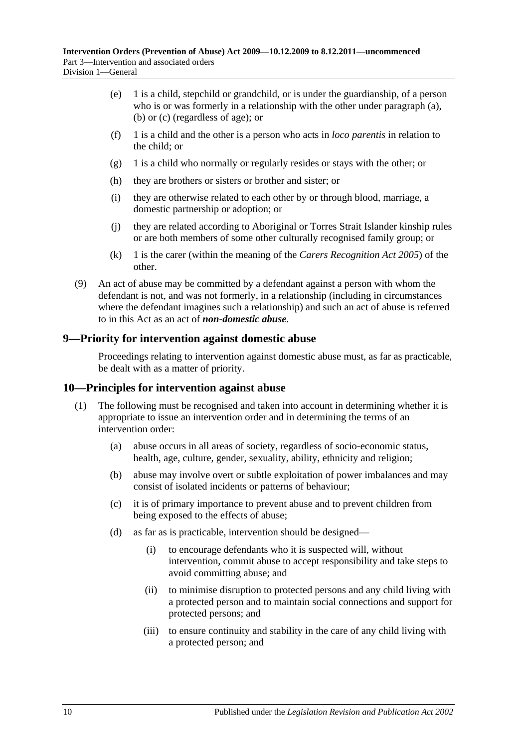(e) 1 is a child, stepchild or grandchild, or is under the guardianship, of a person who is or was formerly in a relationship with the other under paragraph (a), (b) or (c) (regardless of age); or

(f) 1 is a child and the other is a person who acts in *loco parentis* in relation to the child; or

(g) 1 is a child who normally or regularly resides or stays with the other; or

(h) they are brothers or sisters or brother and sister; or

(i) they are otherwise related to each other by or through blood, marriage, a domestic partnership or adoption; or

(j) they are related according to Aboriginal or Torres Strait Islander kinship rules or are both members of some other culturally recognised family group; or

(k) 1 is the carer (within the meaning of the *Carers Recognition Act 2005*) of the other.

(9) An act of abuse may be committed by a defendant against a person with whom the defendant is not, and was not formerly, in a relationship (including in circumstances where the defendant imagines such a relationship) and such an act of abuse is referred to in this Act as an act of ***non-domestic abuse***.

## 9—Priority for intervention against domestic abuse

Proceedings relating to intervention against domestic abuse must, as far as practicable, be dealt with as a matter of priority.

## 10—Principles for intervention against abuse

(1) The following must be recognised and taken into account in determining whether it is appropriate to issue an intervention order and in determining the terms of an intervention order:

(a) abuse occurs in all areas of society, regardless of socio-economic status, health, age, culture, gender, sexuality, ability, ethnicity and religion;

(b) abuse may involve overt or subtle exploitation of power imbalances and may consist of isolated incidents or patterns of behaviour;

(c) it is of primary importance to prevent abuse and to prevent children from being exposed to the effects of abuse;

(d) as far as is practicable, intervention should be designed—

(i) to encourage defendants who it is suspected will, without intervention, commit abuse to accept responsibility and take steps to avoid committing abuse; and

(ii) to minimise disruption to protected persons and any child living with a protected person and to maintain social connections and support for protected persons; and

(iii) to ensure continuity and stability in the care of any child living with a protected person; and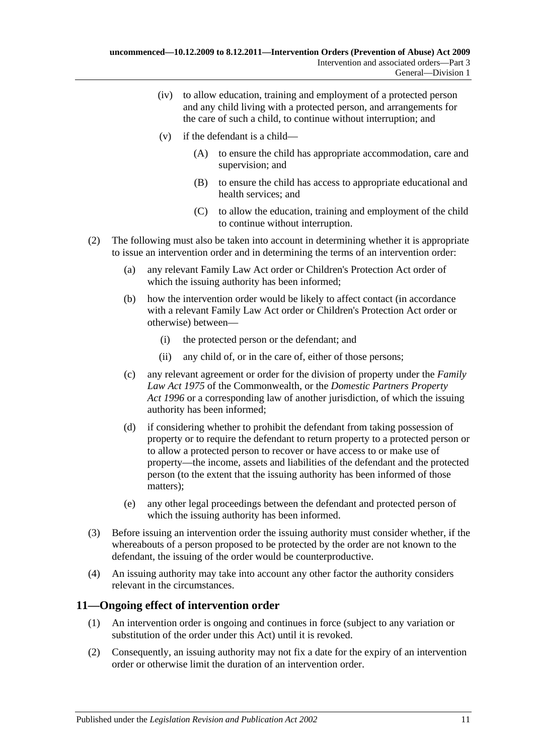(iv) to allow education, training and employment of a protected person and any child living with a protected person, and arrangements for the care of such a child, to continue without interruption; and

(v) if the defendant is a child—

(A) to ensure the child has appropriate accommodation, care and supervision; and

(B) to ensure the child has access to appropriate educational and health services; and

(C) to allow the education, training and employment of the child to continue without interruption.

(2) The following must also be taken into account in determining whether it is appropriate to issue an intervention order and in determining the terms of an intervention order:

(a) any relevant Family Law Act order or Children's Protection Act order of which the issuing authority has been informed;

(b) how the intervention order would be likely to affect contact (in accordance with a relevant Family Law Act order or Children's Protection Act order or otherwise) between—

(i) the protected person or the defendant; and

(ii) any child of, or in the care of, either of those persons;

(c) any relevant agreement or order for the division of property under the *Family Law Act 1975* of the Commonwealth, or the *Domestic Partners Property Act 1996* or a corresponding law of another jurisdiction, of which the issuing authority has been informed;

(d) if considering whether to prohibit the defendant from taking possession of property or to require the defendant to return property to a protected person or to allow a protected person to recover or have access to or make use of property—the income, assets and liabilities of the defendant and the protected person (to the extent that the issuing authority has been informed of those matters);

(e) any other legal proceedings between the defendant and protected person of which the issuing authority has been informed.

(3) Before issuing an intervention order the issuing authority must consider whether, if the whereabouts of a person proposed to be protected by the order are not known to the defendant, the issuing of the order would be counterproductive.

(4) An issuing authority may take into account any other factor the authority considers relevant in the circumstances.

## 11—Ongoing effect of intervention order

(1) An intervention order is ongoing and continues in force (subject to any variation or substitution of the order under this Act) until it is revoked.

(2) Consequently, an issuing authority may not fix a date for the expiry of an intervention order or otherwise limit the duration of an intervention order.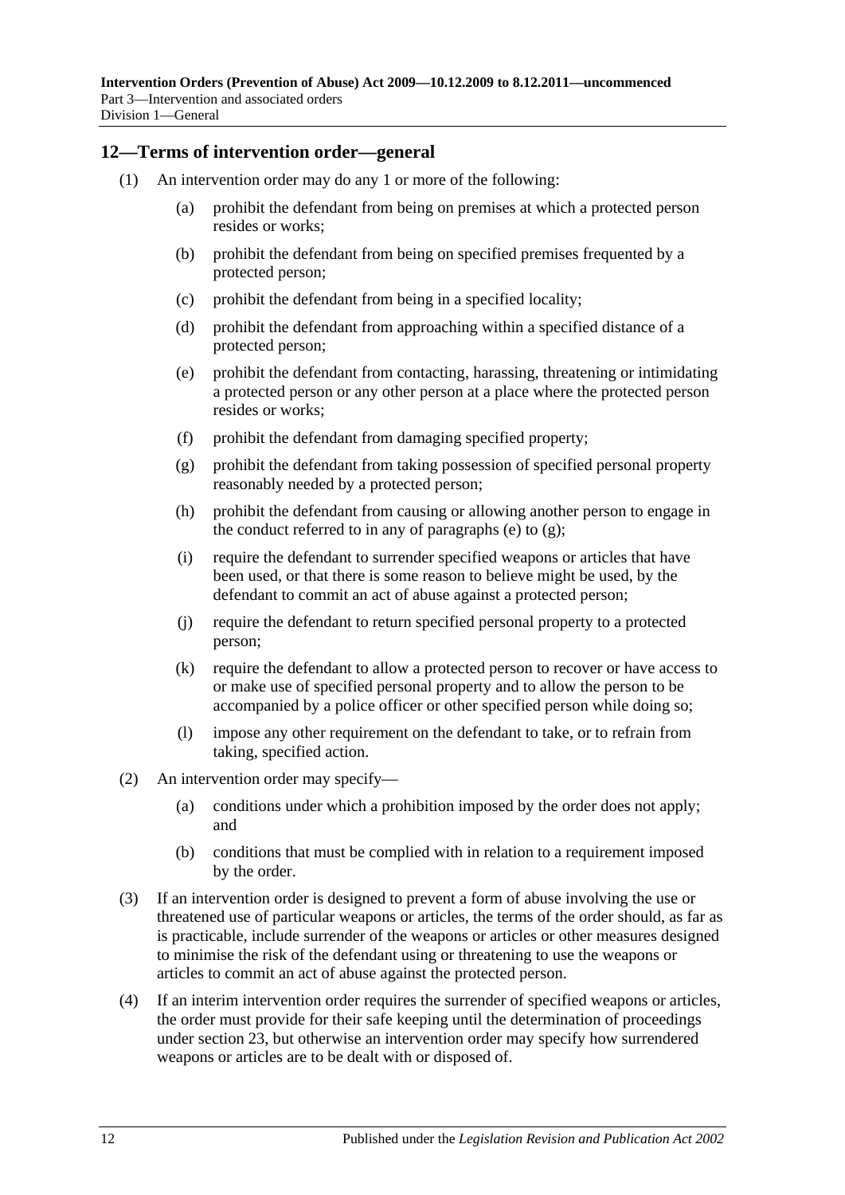## 12—Terms of intervention order—general

(1) An intervention order may do any 1 or more of the following:

(a) prohibit the defendant from being on premises at which a protected person resides or works;

(b) prohibit the defendant from being on specified premises frequented by a protected person;

(c) prohibit the defendant from being in a specified locality;

(d) prohibit the defendant from approaching within a specified distance of a protected person;

(e) prohibit the defendant from contacting, harassing, threatening or intimidating a protected person or any other person at a place where the protected person resides or works;

(f) prohibit the defendant from damaging specified property;

(g) prohibit the defendant from taking possession of specified personal property reasonably needed by a protected person;

(h) prohibit the defendant from causing or allowing another person to engage in the conduct referred to in any of paragraphs (e) to (g);

(i) require the defendant to surrender specified weapons or articles that have been used, or that there is some reason to believe might be used, by the defendant to commit an act of abuse against a protected person;

(j) require the defendant to return specified personal property to a protected person;

(k) require the defendant to allow a protected person to recover or have access to or make use of specified personal property and to allow the person to be accompanied by a police officer or other specified person while doing so;

(l) impose any other requirement on the defendant to take, or to refrain from taking, specified action.

(2) An intervention order may specify—

(a) conditions under which a prohibition imposed by the order does not apply; and

(b) conditions that must be complied with in relation to a requirement imposed by the order.

(3) If an intervention order is designed to prevent a form of abuse involving the use or threatened use of particular weapons or articles, the terms of the order should, as far as is practicable, include surrender of the weapons or articles or other measures designed to minimise the risk of the defendant using or threatening to use the weapons or articles to commit an act of abuse against the protected person.

(4) If an interim intervention order requires the surrender of specified weapons or articles, the order must provide for their safe keeping until the determination of proceedings under section 23, but otherwise an intervention order may specify how surrendered weapons or articles are to be dealt with or disposed of.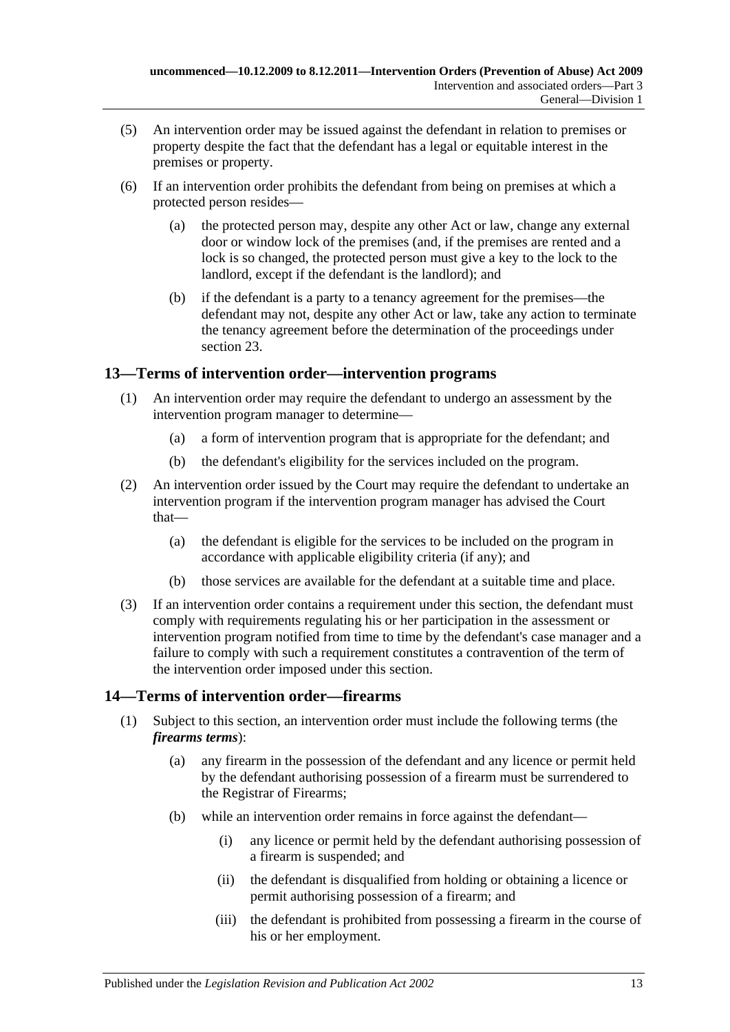(5) An intervention order may be issued against the defendant in relation to premises or property despite the fact that the defendant has a legal or equitable interest in the premises or property.

(6) If an intervention order prohibits the defendant from being on premises at which a protected person resides—

(a) the protected person may, despite any other Act or law, change any external door or window lock of the premises (and, if the premises are rented and a lock is so changed, the protected person must give a key to the lock to the landlord, except if the defendant is the landlord); and

(b) if the defendant is a party to a tenancy agreement for the premises—the defendant may not, despite any other Act or law, take any action to terminate the tenancy agreement before the determination of the proceedings under section 23.

## 13—Terms of intervention order—intervention programs

(1) An intervention order may require the defendant to undergo an assessment by the intervention program manager to determine—

(a) a form of intervention program that is appropriate for the defendant; and

(b) the defendant's eligibility for the services included on the program.

(2) An intervention order issued by the Court may require the defendant to undertake an intervention program if the intervention program manager has advised the Court that—

(a) the defendant is eligible for the services to be included on the program in accordance with applicable eligibility criteria (if any); and

(b) those services are available for the defendant at a suitable time and place.

(3) If an intervention order contains a requirement under this section, the defendant must comply with requirements regulating his or her participation in the assessment or intervention program notified from time to time by the defendant's case manager and a failure to comply with such a requirement constitutes a contravention of the term of the intervention order imposed under this section.

## 14—Terms of intervention order—firearms

(1) Subject to this section, an intervention order must include the following terms (the ***firearms terms***):

(a) any firearm in the possession of the defendant and any licence or permit held by the defendant authorising possession of a firearm must be surrendered to the Registrar of Firearms;

(b) while an intervention order remains in force against the defendant—

(i) any licence or permit held by the defendant authorising possession of a firearm is suspended; and

(ii) the defendant is disqualified from holding or obtaining a licence or permit authorising possession of a firearm; and

(iii) the defendant is prohibited from possessing a firearm in the course of his or her employment.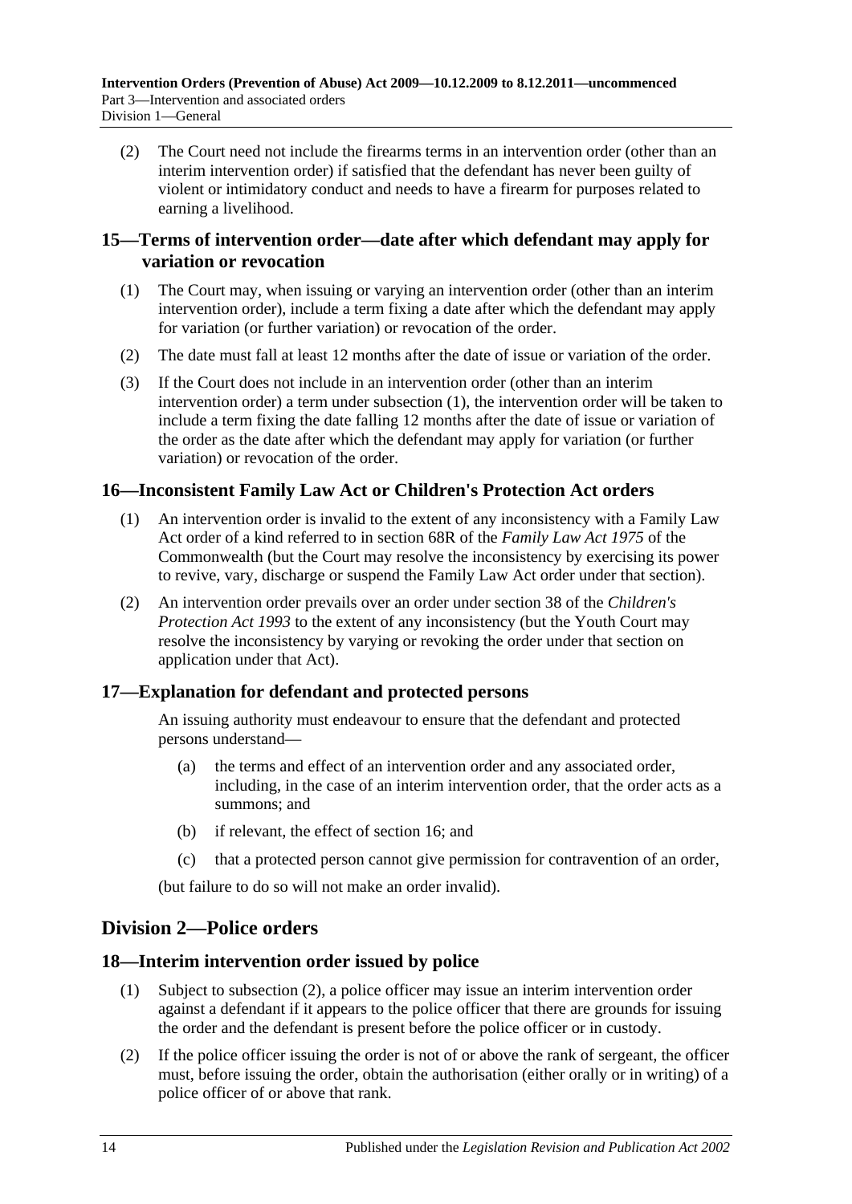(2) The Court need not include the firearms terms in an intervention order (other than an interim intervention order) if satisfied that the defendant has never been guilty of violent or intimidatory conduct and needs to have a firearm for purposes related to earning a livelihood.

## 15—Terms of intervention order—date after which defendant may apply for variation or revocation

(1) The Court may, when issuing or varying an intervention order (other than an interim intervention order), include a term fixing a date after which the defendant may apply for variation (or further variation) or revocation of the order.

(2) The date must fall at least 12 months after the date of issue or variation of the order.

(3) If the Court does not include in an intervention order (other than an interim intervention order) a term under subsection (1), the intervention order will be taken to include a term fixing the date falling 12 months after the date of issue or variation of the order as the date after which the defendant may apply for variation (or further variation) or revocation of the order.

## 16—Inconsistent Family Law Act or Children's Protection Act orders

(1) An intervention order is invalid to the extent of any inconsistency with a Family Law Act order of a kind referred to in section 68R of the *Family Law Act 1975* of the Commonwealth (but the Court may resolve the inconsistency by exercising its power to revive, vary, discharge or suspend the Family Law Act order under that section).

(2) An intervention order prevails over an order under section 38 of the *Children's Protection Act 1993* to the extent of any inconsistency (but the Youth Court may resolve the inconsistency by varying or revoking the order under that section on application under that Act).

## 17—Explanation for defendant and protected persons

An issuing authority must endeavour to ensure that the defendant and protected persons understand—

(a) the terms and effect of an intervention order and any associated order, including, in the case of an interim intervention order, that the order acts as a summons; and

(b) if relevant, the effect of section 16; and

(c) that a protected person cannot give permission for contravention of an order,

(but failure to do so will not make an order invalid).

# Division 2—Police orders

## 18—Interim intervention order issued by police

(1) Subject to subsection (2), a police officer may issue an interim intervention order against a defendant if it appears to the police officer that there are grounds for issuing the order and the defendant is present before the police officer or in custody.

(2) If the police officer issuing the order is not of or above the rank of sergeant, the officer must, before issuing the order, obtain the authorisation (either orally or in writing) of a police officer of or above that rank.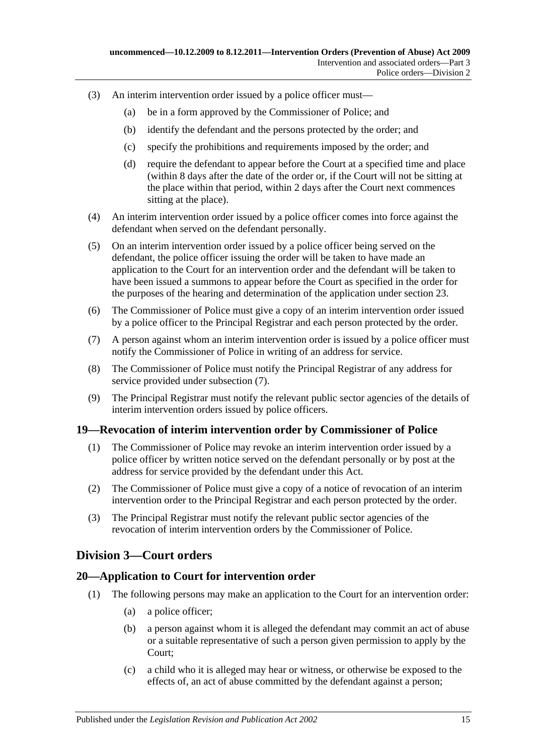(3) An interim intervention order issued by a police officer must—

(a) be in a form approved by the Commissioner of Police; and

(b) identify the defendant and the persons protected by the order; and

(c) specify the prohibitions and requirements imposed by the order; and

(d) require the defendant to appear before the Court at a specified time and place (within 8 days after the date of the order or, if the Court will not be sitting at the place within that period, within 2 days after the Court next commences sitting at the place).

(4) An interim intervention order issued by a police officer comes into force against the defendant when served on the defendant personally.

(5) On an interim intervention order issued by a police officer being served on the defendant, the police officer issuing the order will be taken to have made an application to the Court for an intervention order and the defendant will be taken to have been issued a summons to appear before the Court as specified in the order for the purposes of the hearing and determination of the application under section 23.

(6) The Commissioner of Police must give a copy of an interim intervention order issued by a police officer to the Principal Registrar and each person protected by the order.

(7) A person against whom an interim intervention order is issued by a police officer must notify the Commissioner of Police in writing of an address for service.

(8) The Commissioner of Police must notify the Principal Registrar of any address for service provided under subsection (7).

(9) The Principal Registrar must notify the relevant public sector agencies of the details of interim intervention orders issued by police officers.

## 19—Revocation of interim intervention order by Commissioner of Police

(1) The Commissioner of Police may revoke an interim intervention order issued by a police officer by written notice served on the defendant personally or by post at the address for service provided by the defendant under this Act.

(2) The Commissioner of Police must give a copy of a notice of revocation of an interim intervention order to the Principal Registrar and each person protected by the order.

(3) The Principal Registrar must notify the relevant public sector agencies of the revocation of interim intervention orders by the Commissioner of Police.

# Division 3—Court orders

## 20—Application to Court for intervention order

(1) The following persons may make an application to the Court for an intervention order:

(a) a police officer;

(b) a person against whom it is alleged the defendant may commit an act of abuse or a suitable representative of such a person given permission to apply by the Court;

(c) a child who it is alleged may hear or witness, or otherwise be exposed to the effects of, an act of abuse committed by the defendant against a person;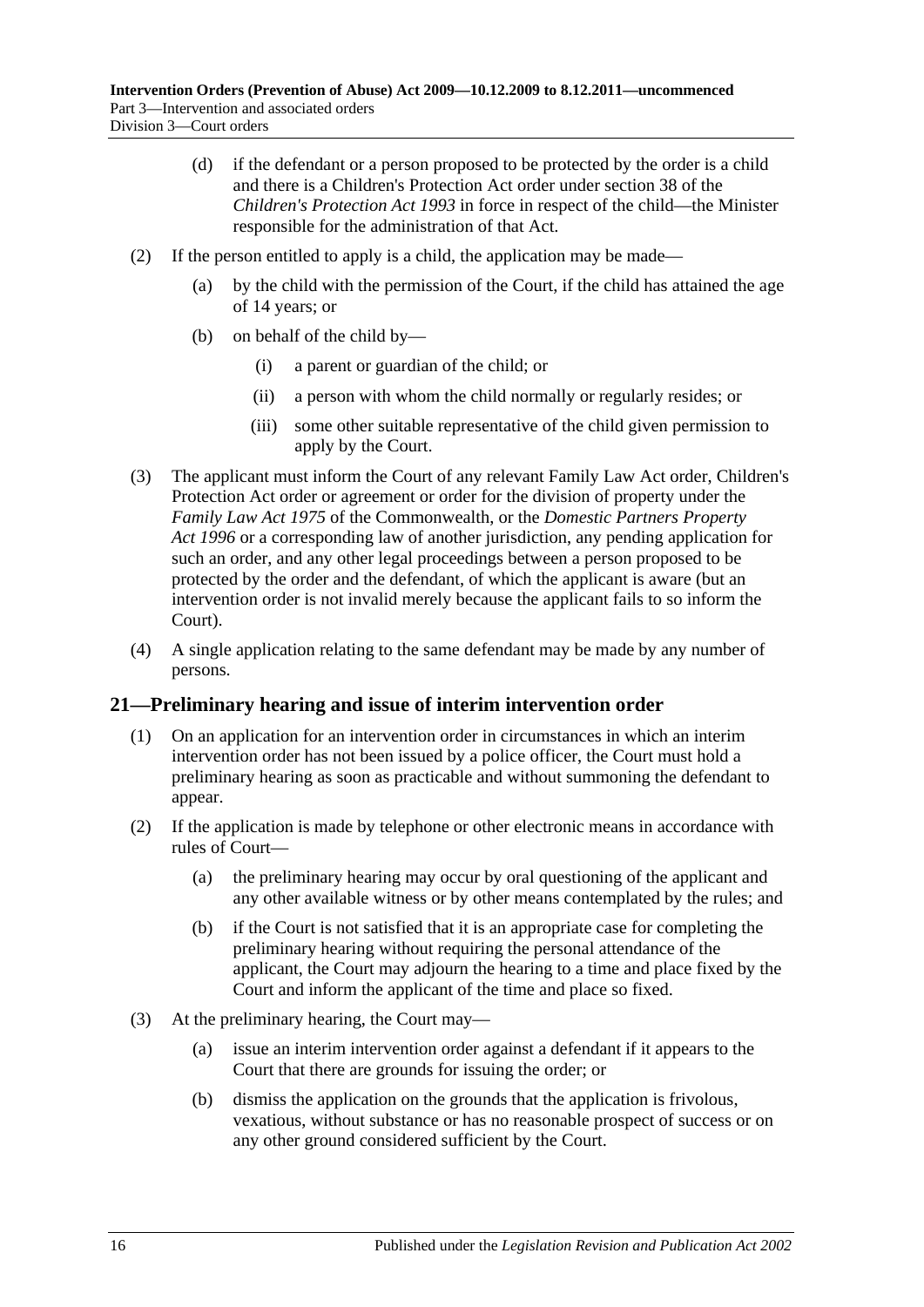(d) if the defendant or a person proposed to be protected by the order is a child and there is a Children's Protection Act order under section 38 of the *Children's Protection Act 1993* in force in respect of the child—the Minister responsible for the administration of that Act.

(2) If the person entitled to apply is a child, the application may be made—

(a) by the child with the permission of the Court, if the child has attained the age of 14 years; or

(b) on behalf of the child by—

(i) a parent or guardian of the child; or

(ii) a person with whom the child normally or regularly resides; or

(iii) some other suitable representative of the child given permission to apply by the Court.

(3) The applicant must inform the Court of any relevant Family Law Act order, Children's Protection Act order or agreement or order for the division of property under the *Family Law Act 1975* of the Commonwealth, or the *Domestic Partners Property Act 1996* or a corresponding law of another jurisdiction, any pending application for such an order, and any other legal proceedings between a person proposed to be protected by the order and the defendant, of which the applicant is aware (but an intervention order is not invalid merely because the applicant fails to so inform the Court).

(4) A single application relating to the same defendant may be made by any number of persons.

## 21—Preliminary hearing and issue of interim intervention order

(1) On an application for an intervention order in circumstances in which an interim intervention order has not been issued by a police officer, the Court must hold a preliminary hearing as soon as practicable and without summoning the defendant to appear.

(2) If the application is made by telephone or other electronic means in accordance with rules of Court—

(a) the preliminary hearing may occur by oral questioning of the applicant and any other available witness or by other means contemplated by the rules; and

(b) if the Court is not satisfied that it is an appropriate case for completing the preliminary hearing without requiring the personal attendance of the applicant, the Court may adjourn the hearing to a time and place fixed by the Court and inform the applicant of the time and place so fixed.

(3) At the preliminary hearing, the Court may—

(a) issue an interim intervention order against a defendant if it appears to the Court that there are grounds for issuing the order; or

(b) dismiss the application on the grounds that the application is frivolous, vexatious, without substance or has no reasonable prospect of success or on any other ground considered sufficient by the Court.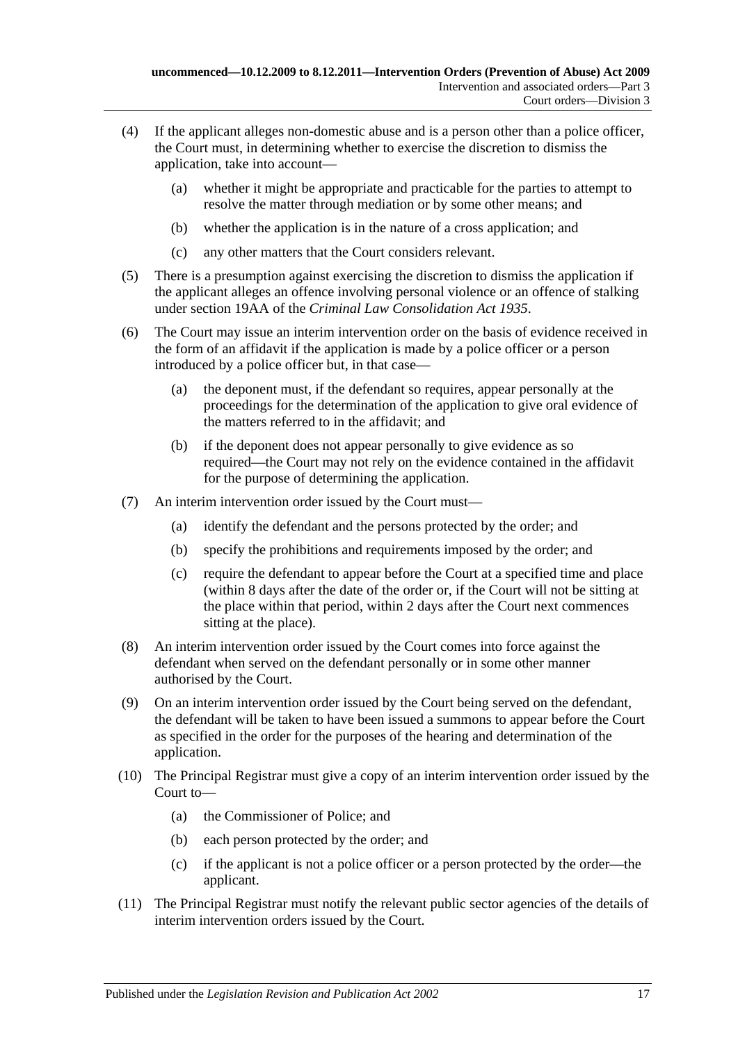(4) If the applicant alleges non-domestic abuse and is a person other than a police officer, the Court must, in determining whether to exercise the discretion to dismiss the application, take into account—

  (a) whether it might be appropriate and practicable for the parties to attempt to resolve the matter through mediation or by some other means; and

  (b) whether the application is in the nature of a cross application; and

  (c) any other matters that the Court considers relevant.

(5) There is a presumption against exercising the discretion to dismiss the application if the applicant alleges an offence involving personal violence or an offence of stalking under section 19AA of the *Criminal Law Consolidation Act 1935*.

(6) The Court may issue an interim intervention order on the basis of evidence received in the form of an affidavit if the application is made by a police officer or a person introduced by a police officer but, in that case—

  (a) the deponent must, if the defendant so requires, appear personally at the proceedings for the determination of the application to give oral evidence of the matters referred to in the affidavit; and

  (b) if the deponent does not appear personally to give evidence as so required—the Court may not rely on the evidence contained in the affidavit for the purpose of determining the application.

(7) An interim intervention order issued by the Court must—

  (a) identify the defendant and the persons protected by the order; and

  (b) specify the prohibitions and requirements imposed by the order; and

  (c) require the defendant to appear before the Court at a specified time and place (within 8 days after the date of the order or, if the Court will not be sitting at the place within that period, within 2 days after the Court next commences sitting at the place).

(8) An interim intervention order issued by the Court comes into force against the defendant when served on the defendant personally or in some other manner authorised by the Court.

(9) On an interim intervention order issued by the Court being served on the defendant, the defendant will be taken to have been issued a summons to appear before the Court as specified in the order for the purposes of the hearing and determination of the application.

(10) The Principal Registrar must give a copy of an interim intervention order issued by the Court to—

  (a) the Commissioner of Police; and

  (b) each person protected by the order; and

  (c) if the applicant is not a police officer or a person protected by the order—the applicant.

(11) The Principal Registrar must notify the relevant public sector agencies of the details of interim intervention orders issued by the Court.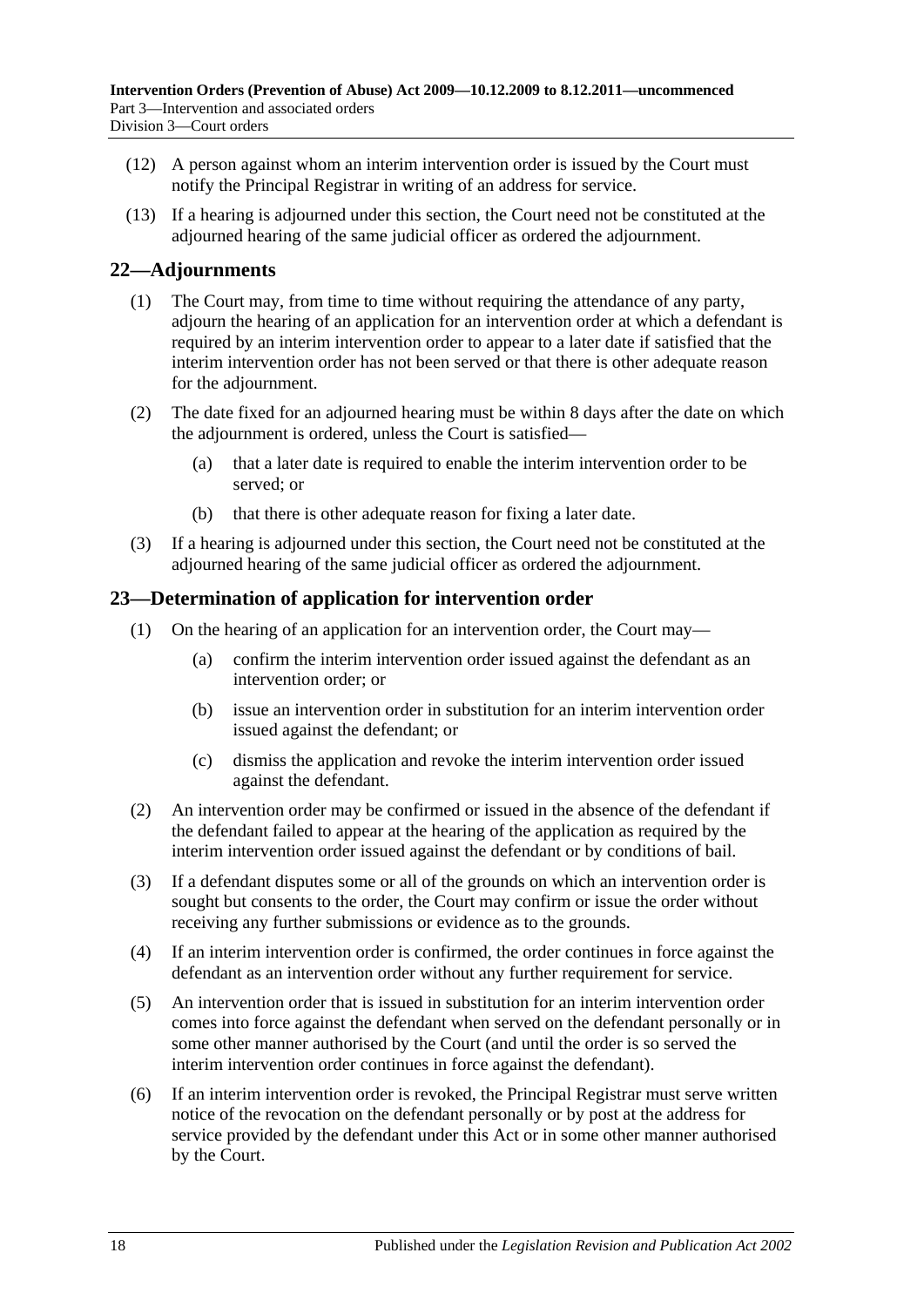(12) A person against whom an interim intervention order is issued by the Court must notify the Principal Registrar in writing of an address for service.

(13) If a hearing is adjourned under this section, the Court need not be constituted at the adjourned hearing of the same judicial officer as ordered the adjournment.

## 22—Adjournments

(1) The Court may, from time to time without requiring the attendance of any party, adjourn the hearing of an application for an intervention order at which a defendant is required by an interim intervention order to appear to a later date if satisfied that the interim intervention order has not been served or that there is other adequate reason for the adjournment.

(2) The date fixed for an adjourned hearing must be within 8 days after the date on which the adjournment is ordered, unless the Court is satisfied—

(a) that a later date is required to enable the interim intervention order to be served; or

(b) that there is other adequate reason for fixing a later date.

(3) If a hearing is adjourned under this section, the Court need not be constituted at the adjourned hearing of the same judicial officer as ordered the adjournment.

## 23—Determination of application for intervention order

(1) On the hearing of an application for an intervention order, the Court may—

(a) confirm the interim intervention order issued against the defendant as an intervention order; or

(b) issue an intervention order in substitution for an interim intervention order issued against the defendant; or

(c) dismiss the application and revoke the interim intervention order issued against the defendant.

(2) An intervention order may be confirmed or issued in the absence of the defendant if the defendant failed to appear at the hearing of the application as required by the interim intervention order issued against the defendant or by conditions of bail.

(3) If a defendant disputes some or all of the grounds on which an intervention order is sought but consents to the order, the Court may confirm or issue the order without receiving any further submissions or evidence as to the grounds.

(4) If an interim intervention order is confirmed, the order continues in force against the defendant as an intervention order without any further requirement for service.

(5) An intervention order that is issued in substitution for an interim intervention order comes into force against the defendant when served on the defendant personally or in some other manner authorised by the Court (and until the order is so served the interim intervention order continues in force against the defendant).

(6) If an interim intervention order is revoked, the Principal Registrar must serve written notice of the revocation on the defendant personally or by post at the address for service provided by the defendant under this Act or in some other manner authorised by the Court.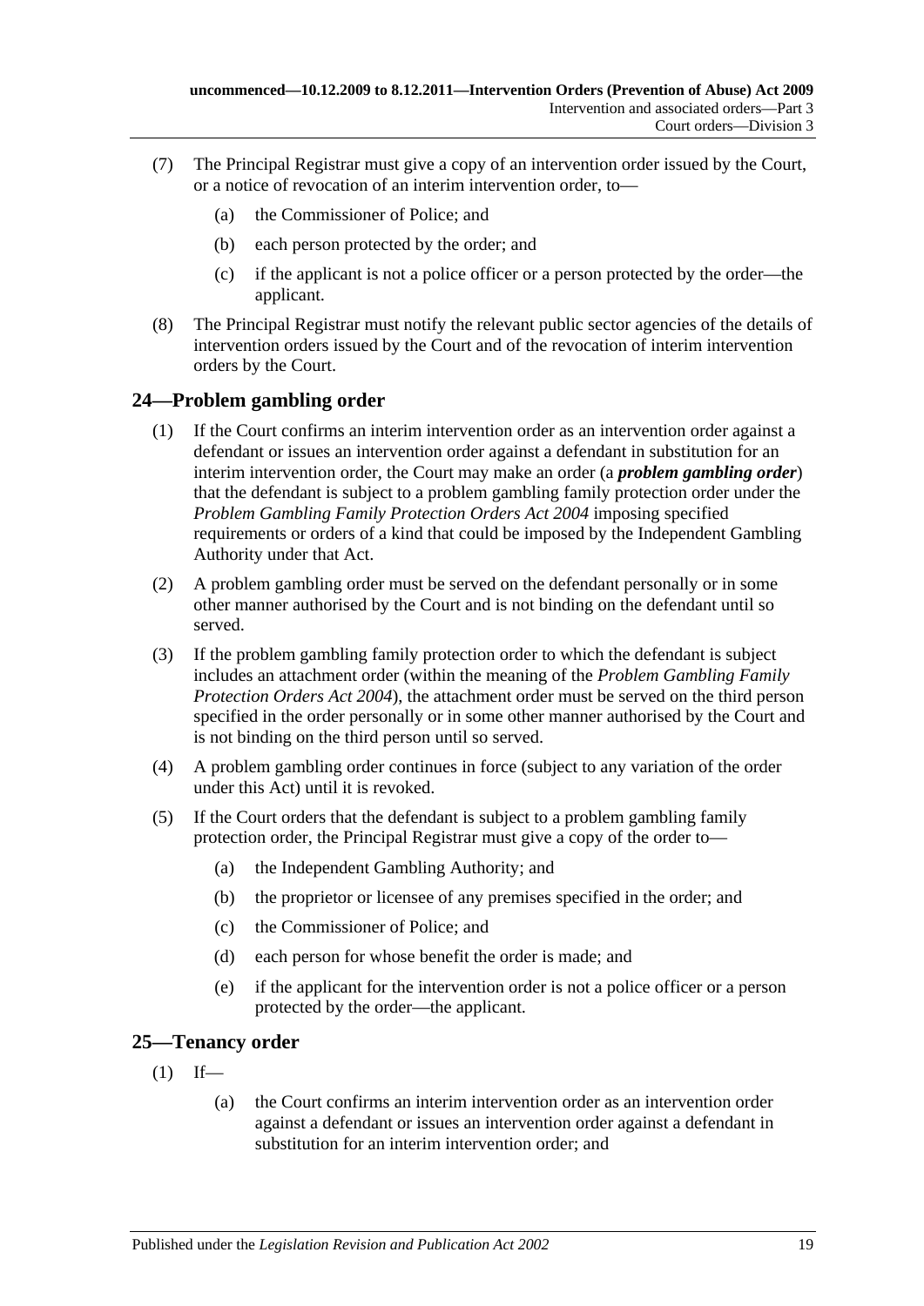(7) The Principal Registrar must give a copy of an intervention order issued by the Court, or a notice of revocation of an interim intervention order, to—

  (a) the Commissioner of Police; and

  (b) each person protected by the order; and

  (c) if the applicant is not a police officer or a person protected by the order—the applicant.

(8) The Principal Registrar must notify the relevant public sector agencies of the details of intervention orders issued by the Court and of the revocation of interim intervention orders by the Court.

## 24—Problem gambling order

(1) If the Court confirms an interim intervention order as an intervention order against a defendant or issues an intervention order against a defendant in substitution for an interim intervention order, the Court may make an order (a ***problem gambling order***) that the defendant is subject to a problem gambling family protection order under the *Problem Gambling Family Protection Orders Act 2004* imposing specified requirements or orders of a kind that could be imposed by the Independent Gambling Authority under that Act.

(2) A problem gambling order must be served on the defendant personally or in some other manner authorised by the Court and is not binding on the defendant until so served.

(3) If the problem gambling family protection order to which the defendant is subject includes an attachment order (within the meaning of the *Problem Gambling Family Protection Orders Act 2004*), the attachment order must be served on the third person specified in the order personally or in some other manner authorised by the Court and is not binding on the third person until so served.

(4) A problem gambling order continues in force (subject to any variation of the order under this Act) until it is revoked.

(5) If the Court orders that the defendant is subject to a problem gambling family protection order, the Principal Registrar must give a copy of the order to—

  (a) the Independent Gambling Authority; and

  (b) the proprietor or licensee of any premises specified in the order; and

  (c) the Commissioner of Police; and

  (d) each person for whose benefit the order is made; and

  (e) if the applicant for the intervention order is not a police officer or a person protected by the order—the applicant.

## 25—Tenancy order

(1) If—

  (a) the Court confirms an interim intervention order as an intervention order against a defendant or issues an intervention order against a defendant in substitution for an interim intervention order; and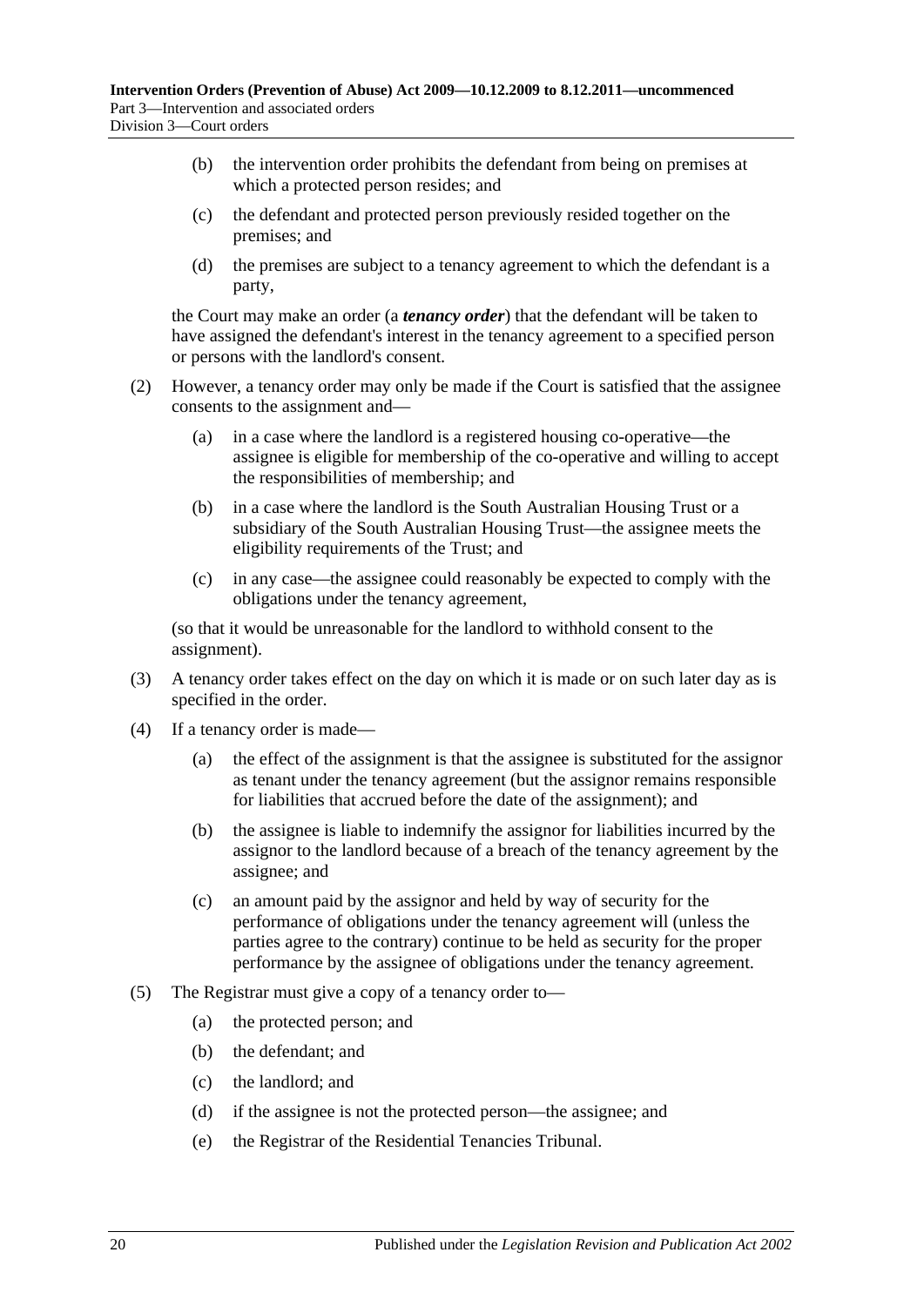(b) the intervention order prohibits the defendant from being on premises at which a protected person resides; and

(c) the defendant and protected person previously resided together on the premises; and

(d) the premises are subject to a tenancy agreement to which the defendant is a party,

the Court may make an order (a ***tenancy order***) that the defendant will be taken to have assigned the defendant's interest in the tenancy agreement to a specified person or persons with the landlord's consent.

(2) However, a tenancy order may only be made if the Court is satisfied that the assignee consents to the assignment and—

(a) in a case where the landlord is a registered housing co-operative—the assignee is eligible for membership of the co-operative and willing to accept the responsibilities of membership; and

(b) in a case where the landlord is the South Australian Housing Trust or a subsidiary of the South Australian Housing Trust—the assignee meets the eligibility requirements of the Trust; and

(c) in any case—the assignee could reasonably be expected to comply with the obligations under the tenancy agreement,

(so that it would be unreasonable for the landlord to withhold consent to the assignment).

(3) A tenancy order takes effect on the day on which it is made or on such later day as is specified in the order.

(4) If a tenancy order is made—

(a) the effect of the assignment is that the assignee is substituted for the assignor as tenant under the tenancy agreement (but the assignor remains responsible for liabilities that accrued before the date of the assignment); and

(b) the assignee is liable to indemnify the assignor for liabilities incurred by the assignor to the landlord because of a breach of the tenancy agreement by the assignee; and

(c) an amount paid by the assignor and held by way of security for the performance of obligations under the tenancy agreement will (unless the parties agree to the contrary) continue to be held as security for the proper performance by the assignee of obligations under the tenancy agreement.

(5) The Registrar must give a copy of a tenancy order to—

(a) the protected person; and

(b) the defendant; and

(c) the landlord; and

(d) if the assignee is not the protected person—the assignee; and

(e) the Registrar of the Residential Tenancies Tribunal.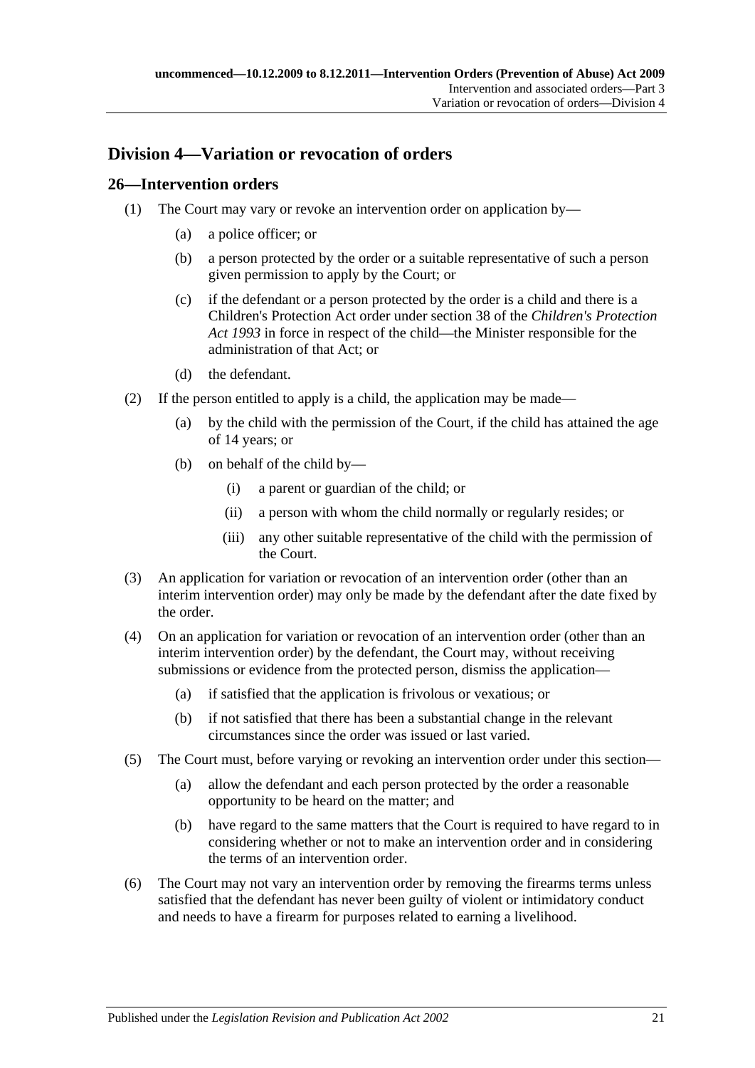## Division 4—Variation or revocation of orders

### 26—Intervention orders

(1) The Court may vary or revoke an intervention order on application by—

(a) a police officer; or

(b) a person protected by the order or a suitable representative of such a person given permission to apply by the Court; or

(c) if the defendant or a person protected by the order is a child and there is a Children's Protection Act order under section 38 of the *Children's Protection Act 1993* in force in respect of the child—the Minister responsible for the administration of that Act; or

(d) the defendant.

(2) If the person entitled to apply is a child, the application may be made—

(a) by the child with the permission of the Court, if the child has attained the age of 14 years; or

(b) on behalf of the child by—

(i) a parent or guardian of the child; or

(ii) a person with whom the child normally or regularly resides; or

(iii) any other suitable representative of the child with the permission of the Court.

(3) An application for variation or revocation of an intervention order (other than an interim intervention order) may only be made by the defendant after the date fixed by the order.

(4) On an application for variation or revocation of an intervention order (other than an interim intervention order) by the defendant, the Court may, without receiving submissions or evidence from the protected person, dismiss the application—

(a) if satisfied that the application is frivolous or vexatious; or

(b) if not satisfied that there has been a substantial change in the relevant circumstances since the order was issued or last varied.

(5) The Court must, before varying or revoking an intervention order under this section—

(a) allow the defendant and each person protected by the order a reasonable opportunity to be heard on the matter; and

(b) have regard to the same matters that the Court is required to have regard to in considering whether or not to make an intervention order and in considering the terms of an intervention order.

(6) The Court may not vary an intervention order by removing the firearms terms unless satisfied that the defendant has never been guilty of violent or intimidatory conduct and needs to have a firearm for purposes related to earning a livelihood.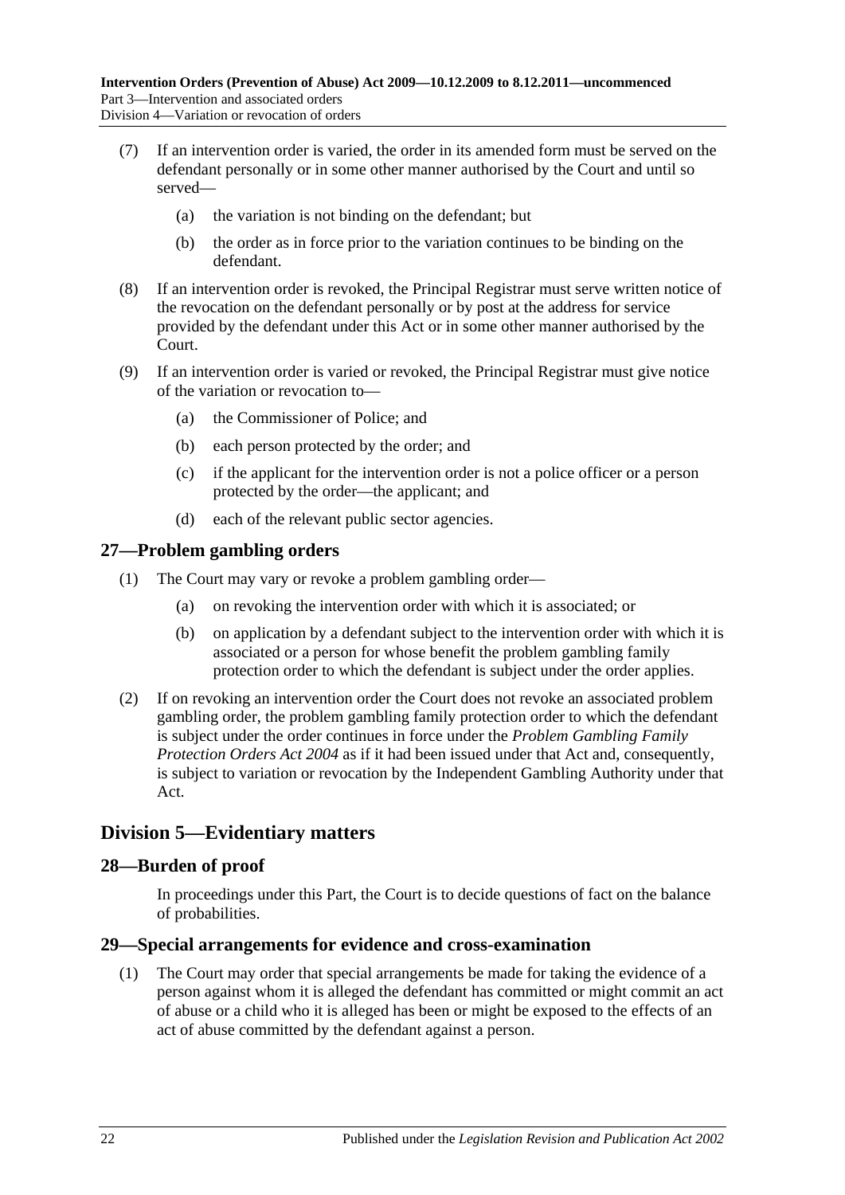(7) If an intervention order is varied, the order in its amended form must be served on the defendant personally or in some other manner authorised by the Court and until so served—

(a) the variation is not binding on the defendant; but

(b) the order as in force prior to the variation continues to be binding on the defendant.

(8) If an intervention order is revoked, the Principal Registrar must serve written notice of the revocation on the defendant personally or by post at the address for service provided by the defendant under this Act or in some other manner authorised by the Court.

(9) If an intervention order is varied or revoked, the Principal Registrar must give notice of the variation or revocation to—

(a) the Commissioner of Police; and

(b) each person protected by the order; and

(c) if the applicant for the intervention order is not a police officer or a person protected by the order—the applicant; and

(d) each of the relevant public sector agencies.

## 27—Problem gambling orders

(1) The Court may vary or revoke a problem gambling order—

(a) on revoking the intervention order with which it is associated; or

(b) on application by a defendant subject to the intervention order with which it is associated or a person for whose benefit the problem gambling family protection order to which the defendant is subject under the order applies.

(2) If on revoking an intervention order the Court does not revoke an associated problem gambling order, the problem gambling family protection order to which the defendant is subject under the order continues in force under the *Problem Gambling Family Protection Orders Act 2004* as if it had been issued under that Act and, consequently, is subject to variation or revocation by the Independent Gambling Authority under that Act.

# Division 5—Evidentiary matters

## 28—Burden of proof

In proceedings under this Part, the Court is to decide questions of fact on the balance of probabilities.

## 29—Special arrangements for evidence and cross-examination

(1) The Court may order that special arrangements be made for taking the evidence of a person against whom it is alleged the defendant has committed or might commit an act of abuse or a child who it is alleged has been or might be exposed to the effects of an act of abuse committed by the defendant against a person.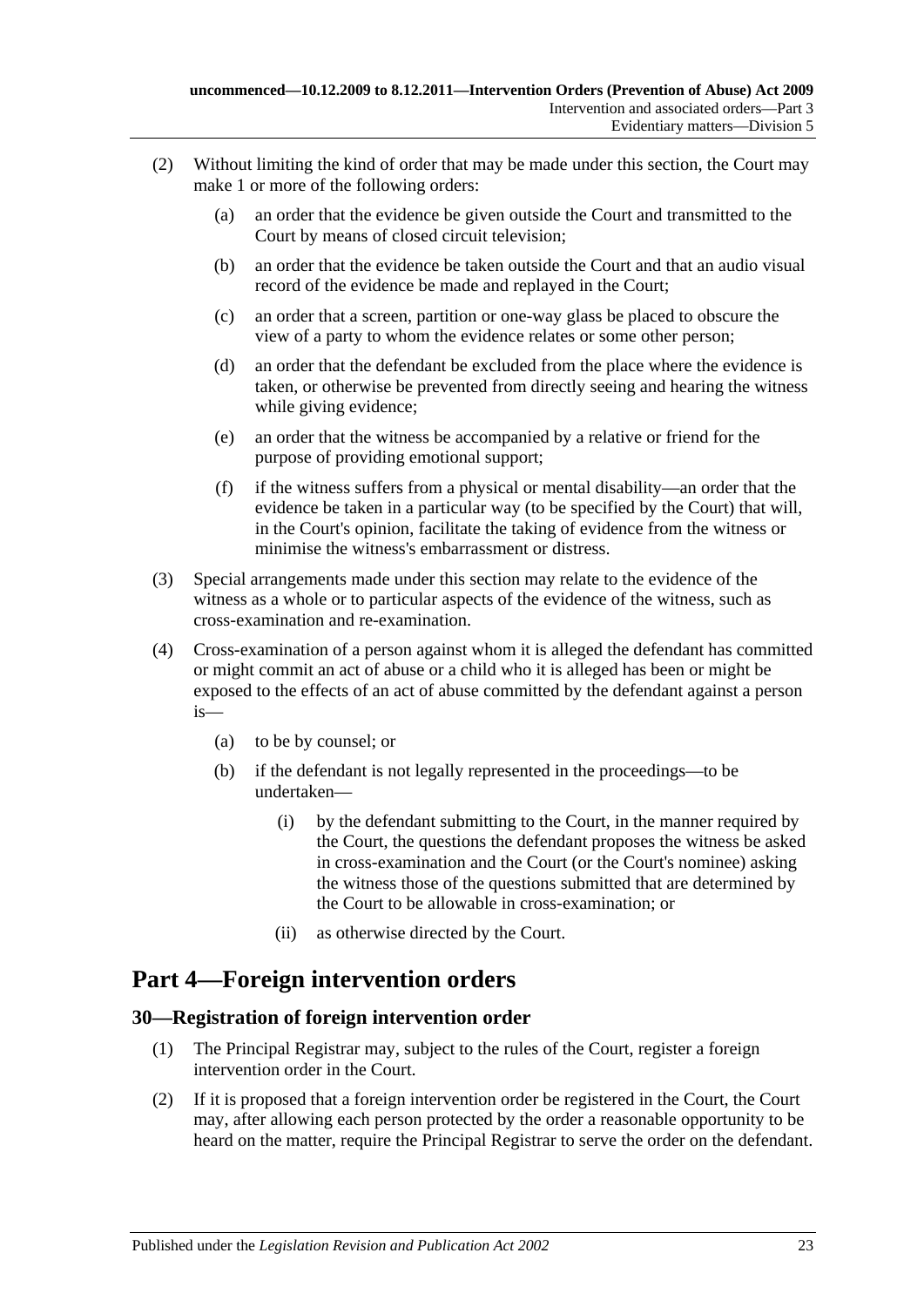(2) Without limiting the kind of order that may be made under this section, the Court may make 1 or more of the following orders:

(a) an order that the evidence be given outside the Court and transmitted to the Court by means of closed circuit television;

(b) an order that the evidence be taken outside the Court and that an audio visual record of the evidence be made and replayed in the Court;

(c) an order that a screen, partition or one-way glass be placed to obscure the view of a party to whom the evidence relates or some other person;

(d) an order that the defendant be excluded from the place where the evidence is taken, or otherwise be prevented from directly seeing and hearing the witness while giving evidence;

(e) an order that the witness be accompanied by a relative or friend for the purpose of providing emotional support;

(f) if the witness suffers from a physical or mental disability—an order that the evidence be taken in a particular way (to be specified by the Court) that will, in the Court's opinion, facilitate the taking of evidence from the witness or minimise the witness's embarrassment or distress.

(3) Special arrangements made under this section may relate to the evidence of the witness as a whole or to particular aspects of the evidence of the witness, such as cross-examination and re-examination.

(4) Cross-examination of a person against whom it is alleged the defendant has committed or might commit an act of abuse or a child who it is alleged has been or might be exposed to the effects of an act of abuse committed by the defendant against a person is—

(a) to be by counsel; or

(b) if the defendant is not legally represented in the proceedings—to be undertaken—

(i) by the defendant submitting to the Court, in the manner required by the Court, the questions the defendant proposes the witness be asked in cross-examination and the Court (or the Court's nominee) asking the witness those of the questions submitted that are determined by the Court to be allowable in cross-examination; or

(ii) as otherwise directed by the Court.

# Part 4—Foreign intervention orders

## 30—Registration of foreign intervention order

(1) The Principal Registrar may, subject to the rules of the Court, register a foreign intervention order in the Court.

(2) If it is proposed that a foreign intervention order be registered in the Court, the Court may, after allowing each person protected by the order a reasonable opportunity to be heard on the matter, require the Principal Registrar to serve the order on the defendant.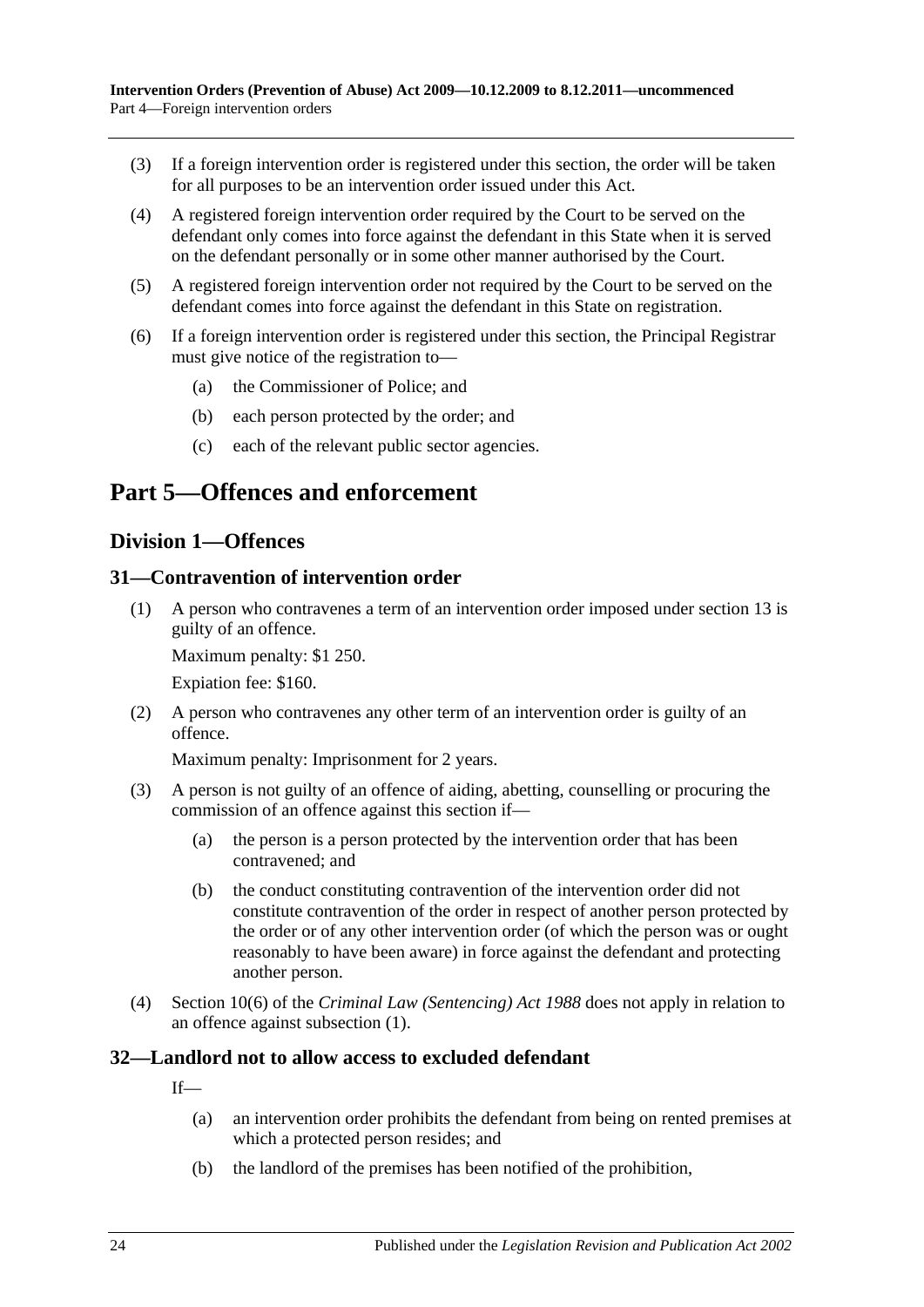(3) If a foreign intervention order is registered under this section, the order will be taken for all purposes to be an intervention order issued under this Act.

(4) A registered foreign intervention order required by the Court to be served on the defendant only comes into force against the defendant in this State when it is served on the defendant personally or in some other manner authorised by the Court.

(5) A registered foreign intervention order not required by the Court to be served on the defendant comes into force against the defendant in this State on registration.

(6) If a foreign intervention order is registered under this section, the Principal Registrar must give notice of the registration to—

   (a) the Commissioner of Police; and

   (b) each person protected by the order; and

   (c) each of the relevant public sector agencies.

# Part 5—Offences and enforcement

## Division 1—Offences

### 31—Contravention of intervention order

(1) A person who contravenes a term of an intervention order imposed under section 13 is guilty of an offence.

Maximum penalty: $1 250.

Expiation fee: $160.

(2) A person who contravenes any other term of an intervention order is guilty of an offence.

Maximum penalty: Imprisonment for 2 years.

(3) A person is not guilty of an offence of aiding, abetting, counselling or procuring the commission of an offence against this section if—

   (a) the person is a person protected by the intervention order that has been contravened; and

   (b) the conduct constituting contravention of the intervention order did not constitute contravention of the order in respect of another person protected by the order or of any other intervention order (of which the person was or ought reasonably to have been aware) in force against the defendant and protecting another person.

(4) Section 10(6) of the *Criminal Law (Sentencing) Act 1988* does not apply in relation to an offence against subsection (1).

### 32—Landlord not to allow access to excluded defendant

If—

   (a) an intervention order prohibits the defendant from being on rented premises at which a protected person resides; and

   (b) the landlord of the premises has been notified of the prohibition,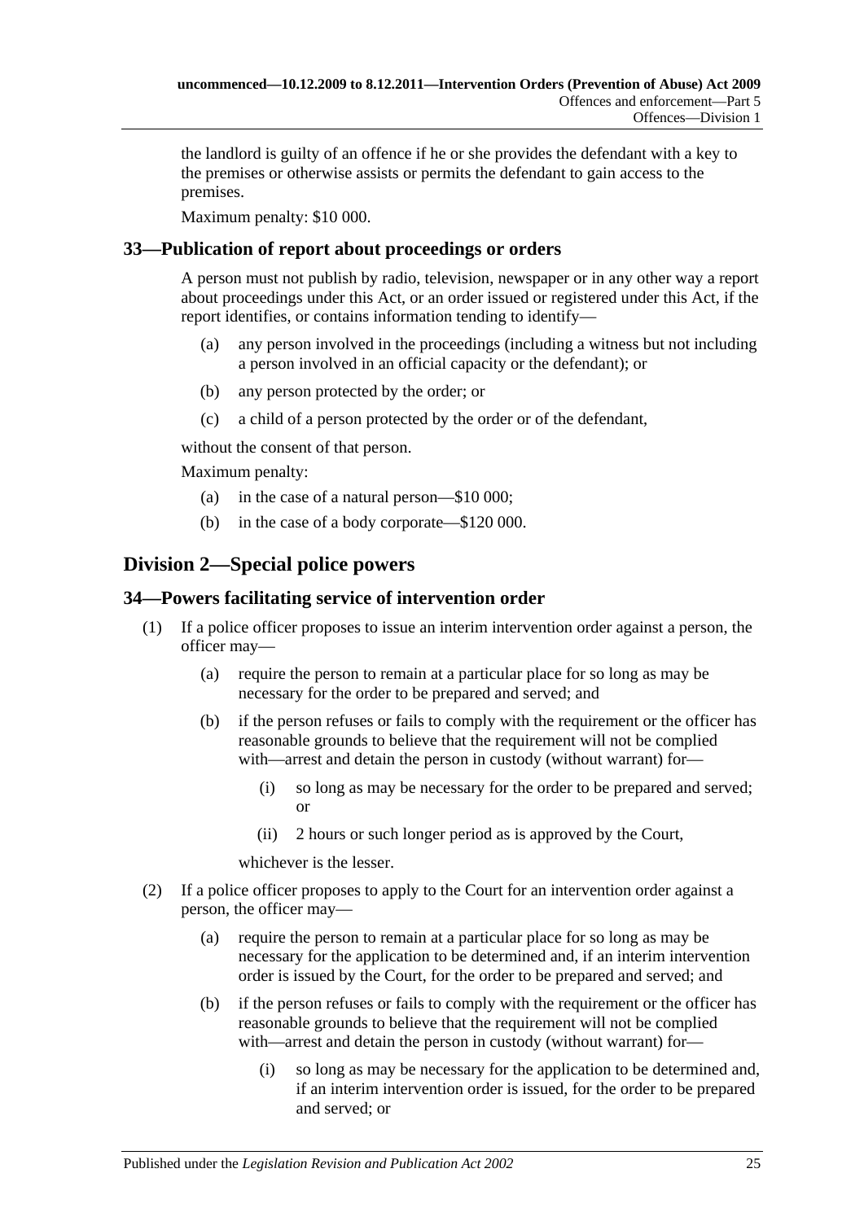the landlord is guilty of an offence if he or she provides the defendant with a key to the premises or otherwise assists or permits the defendant to gain access to the premises.

Maximum penalty: $10 000.

## 33—Publication of report about proceedings or orders

A person must not publish by radio, television, newspaper or in any other way a report about proceedings under this Act, or an order issued or registered under this Act, if the report identifies, or contains information tending to identify—

- (a) any person involved in the proceedings (including a witness but not including a person involved in an official capacity or the defendant); or
- (b) any person protected by the order; or
- (c) a child of a person protected by the order or of the defendant,

without the consent of that person.

Maximum penalty:

- (a) in the case of a natural person—$10 000;
- (b) in the case of a body corporate—$120 000.

# Division 2—Special police powers

## 34—Powers facilitating service of intervention order

(1) If a police officer proposes to issue an interim intervention order against a person, the officer may—

- (a) require the person to remain at a particular place for so long as may be necessary for the order to be prepared and served; and
- (b) if the person refuses or fails to comply with the requirement or the officer has reasonable grounds to believe that the requirement will not be complied with—arrest and detain the person in custody (without warrant) for—
  - (i) so long as may be necessary for the order to be prepared and served; or
  - (ii) 2 hours or such longer period as is approved by the Court,

  whichever is the lesser.

(2) If a police officer proposes to apply to the Court for an intervention order against a person, the officer may—

- (a) require the person to remain at a particular place for so long as may be necessary for the application to be determined and, if an interim intervention order is issued by the Court, for the order to be prepared and served; and
- (b) if the person refuses or fails to comply with the requirement or the officer has reasonable grounds to believe that the requirement will not be complied with—arrest and detain the person in custody (without warrant) for—
  - (i) so long as may be necessary for the application to be determined and, if an interim intervention order is issued, for the order to be prepared and served; or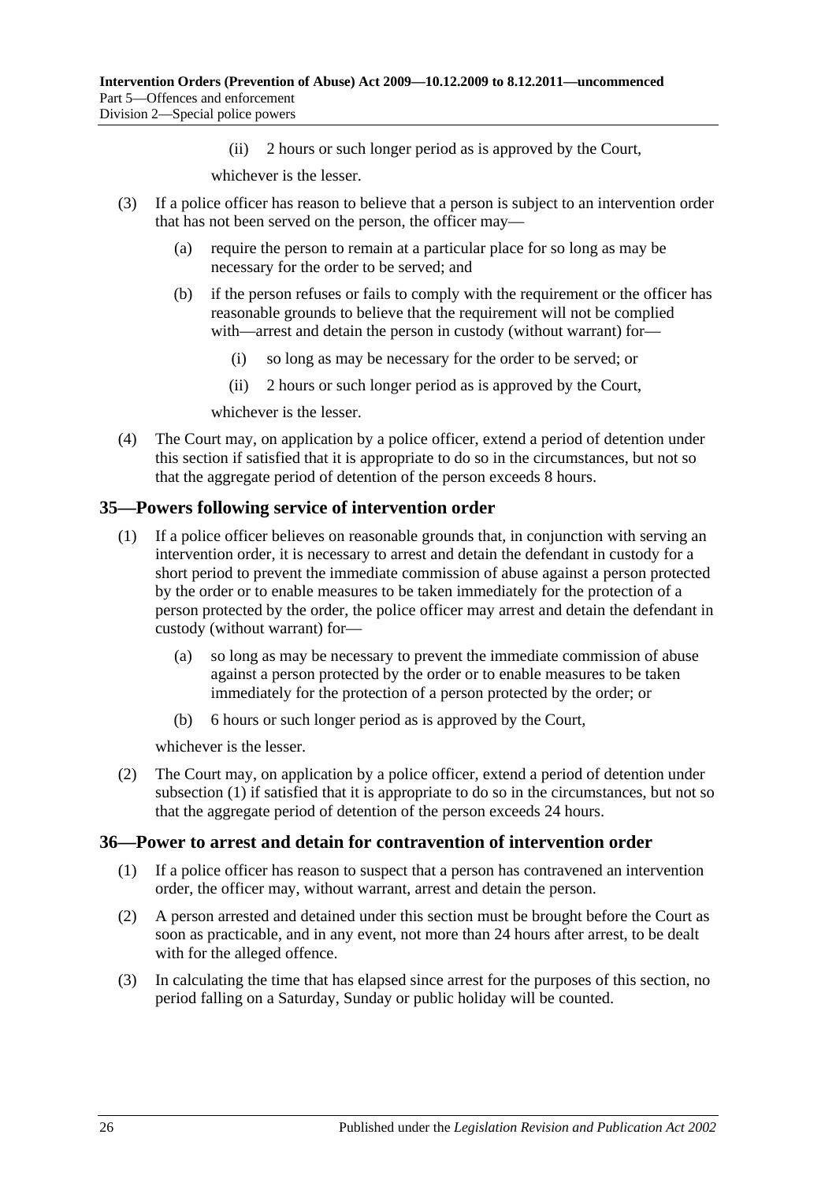(ii) 2 hours or such longer period as is approved by the Court,

whichever is the lesser.

(3) If a police officer has reason to believe that a person is subject to an intervention order that has not been served on the person, the officer may—

(a) require the person to remain at a particular place for so long as may be necessary for the order to be served; and

(b) if the person refuses or fails to comply with the requirement or the officer has reasonable grounds to believe that the requirement will not be complied with—arrest and detain the person in custody (without warrant) for—

(i) so long as may be necessary for the order to be served; or

(ii) 2 hours or such longer period as is approved by the Court,

whichever is the lesser.

(4) The Court may, on application by a police officer, extend a period of detention under this section if satisfied that it is appropriate to do so in the circumstances, but not so that the aggregate period of detention of the person exceeds 8 hours.

## 35—Powers following service of intervention order

(1) If a police officer believes on reasonable grounds that, in conjunction with serving an intervention order, it is necessary to arrest and detain the defendant in custody for a short period to prevent the immediate commission of abuse against a person protected by the order or to enable measures to be taken immediately for the protection of a person protected by the order, the police officer may arrest and detain the defendant in custody (without warrant) for—

(a) so long as may be necessary to prevent the immediate commission of abuse against a person protected by the order or to enable measures to be taken immediately for the protection of a person protected by the order; or

(b) 6 hours or such longer period as is approved by the Court,

whichever is the lesser.

(2) The Court may, on application by a police officer, extend a period of detention under subsection (1) if satisfied that it is appropriate to do so in the circumstances, but not so that the aggregate period of detention of the person exceeds 24 hours.

## 36—Power to arrest and detain for contravention of intervention order

(1) If a police officer has reason to suspect that a person has contravened an intervention order, the officer may, without warrant, arrest and detain the person.

(2) A person arrested and detained under this section must be brought before the Court as soon as practicable, and in any event, not more than 24 hours after arrest, to be dealt with for the alleged offence.

(3) In calculating the time that has elapsed since arrest for the purposes of this section, no period falling on a Saturday, Sunday or public holiday will be counted.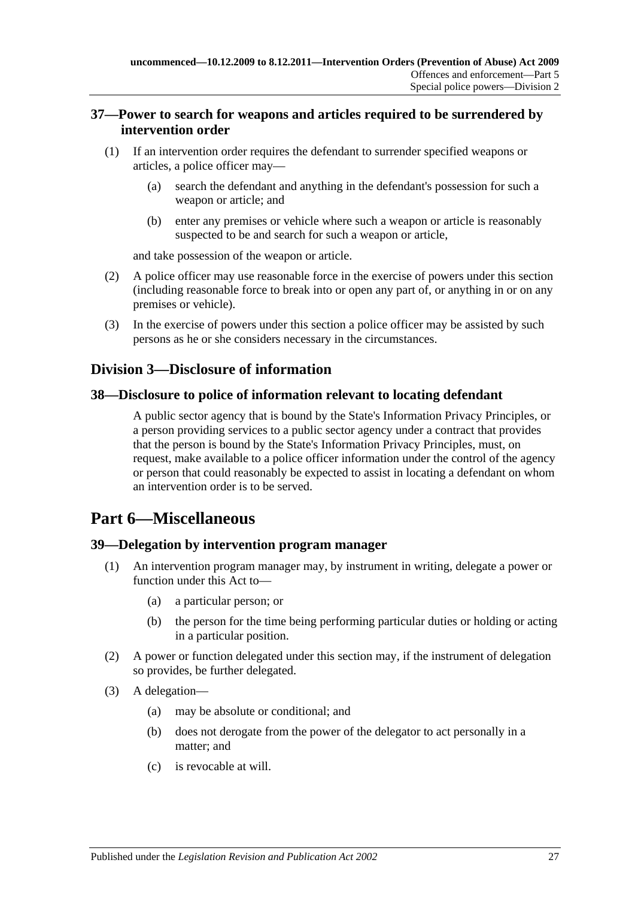## 37—Power to search for weapons and articles required to be surrendered by intervention order

(1) If an intervention order requires the defendant to surrender specified weapons or articles, a police officer may—

  (a) search the defendant and anything in the defendant's possession for such a weapon or article; and

  (b) enter any premises or vehicle where such a weapon or article is reasonably suspected to be and search for such a weapon or article,

and take possession of the weapon or article.

(2) A police officer may use reasonable force in the exercise of powers under this section (including reasonable force to break into or open any part of, or anything in or on any premises or vehicle).

(3) In the exercise of powers under this section a police officer may be assisted by such persons as he or she considers necessary in the circumstances.

## Division 3—Disclosure of information

## 38—Disclosure to police of information relevant to locating defendant

A public sector agency that is bound by the State's Information Privacy Principles, or a person providing services to a public sector agency under a contract that provides that the person is bound by the State's Information Privacy Principles, must, on request, make available to a police officer information under the control of the agency or person that could reasonably be expected to assist in locating a defendant on whom an intervention order is to be served.

# Part 6—Miscellaneous

## 39—Delegation by intervention program manager

(1) An intervention program manager may, by instrument in writing, delegate a power or function under this Act to—

  (a) a particular person; or

  (b) the person for the time being performing particular duties or holding or acting in a particular position.

(2) A power or function delegated under this section may, if the instrument of delegation so provides, be further delegated.

(3) A delegation—

  (a) may be absolute or conditional; and

  (b) does not derogate from the power of the delegator to act personally in a matter; and

  (c) is revocable at will.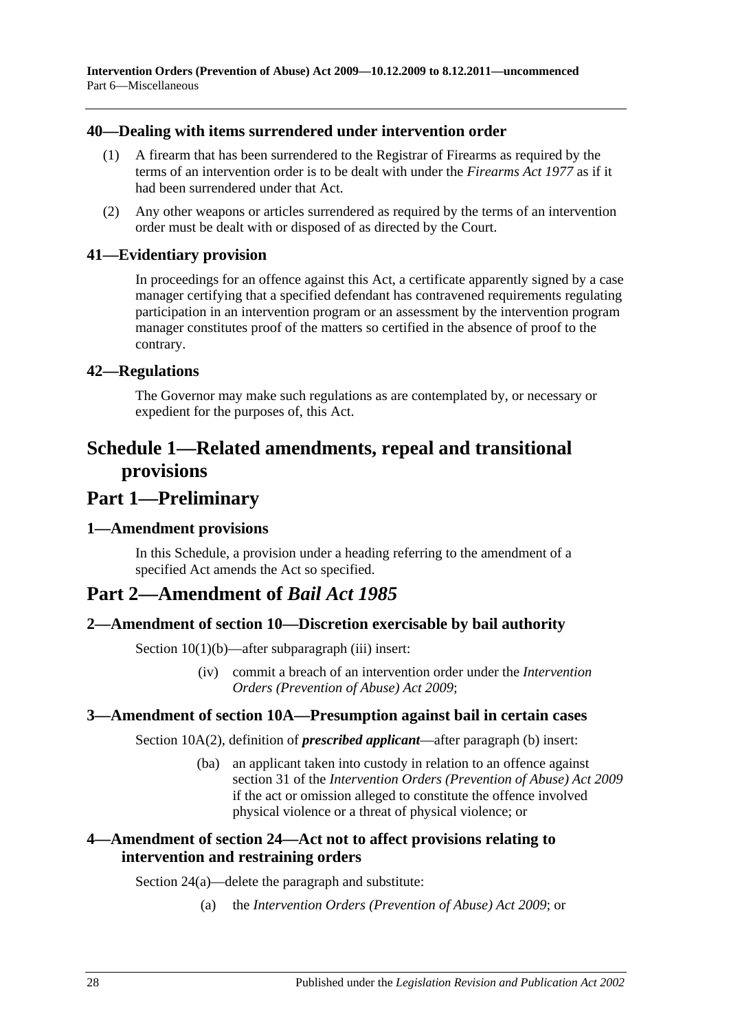### 40—Dealing with items surrendered under intervention order

(1) A firearm that has been surrendered to the Registrar of Firearms as required by the terms of an intervention order is to be dealt with under the *Firearms Act 1977* as if it had been surrendered under that Act.

(2) Any other weapons or articles surrendered as required by the terms of an intervention order must be dealt with or disposed of as directed by the Court.

### 41—Evidentiary provision

In proceedings for an offence against this Act, a certificate apparently signed by a case manager certifying that a specified defendant has contravened requirements regulating participation in an intervention program or an assessment by the intervention program manager constitutes proof of the matters so certified in the absence of proof to the contrary.

### 42—Regulations

The Governor may make such regulations as are contemplated by, or necessary or expedient for the purposes of, this Act.

# Schedule 1—Related amendments, repeal and transitional provisions

# Part 1—Preliminary

### 1—Amendment provisions

In this Schedule, a provision under a heading referring to the amendment of a specified Act amends the Act so specified.

# Part 2—Amendment of *Bail Act 1985*

### 2—Amendment of section 10—Discretion exercisable by bail authority

Section 10(1)(b)—after subparagraph (iii) insert:

(iv) commit a breach of an intervention order under the *Intervention Orders (Prevention of Abuse) Act 2009*;

### 3—Amendment of section 10A—Presumption against bail in certain cases

Section 10A(2), definition of ***prescribed applicant***—after paragraph (b) insert:

(ba) an applicant taken into custody in relation to an offence against section 31 of the *Intervention Orders (Prevention of Abuse) Act 2009* if the act or omission alleged to constitute the offence involved physical violence or a threat of physical violence; or

### 4—Amendment of section 24—Act not to affect provisions relating to intervention and restraining orders

Section 24(a)—delete the paragraph and substitute:

(a) the *Intervention Orders (Prevention of Abuse) Act 2009*; or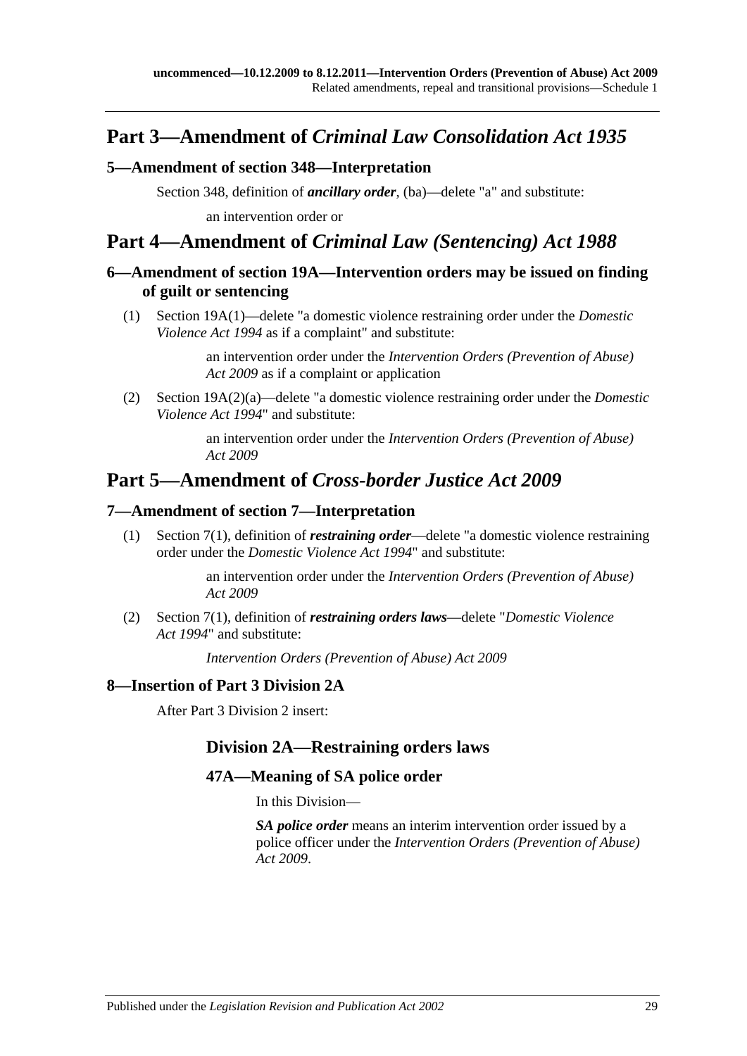## Part 3—Amendment of *Criminal Law Consolidation Act 1935*

### 5—Amendment of section 348—Interpretation

Section 348, definition of ***ancillary order***, (ba)—delete "a" and substitute:

an intervention order or

## Part 4—Amendment of *Criminal Law (Sentencing) Act 1988*

### 6—Amendment of section 19A—Intervention orders may be issued on finding of guilt or sentencing

(1) Section 19A(1)—delete "a domestic violence restraining order under the *Domestic Violence Act 1994* as if a complaint" and substitute:

an intervention order under the *Intervention Orders (Prevention of Abuse) Act 2009* as if a complaint or application

(2) Section 19A(2)(a)—delete "a domestic violence restraining order under the *Domestic Violence Act 1994*" and substitute:

an intervention order under the *Intervention Orders (Prevention of Abuse) Act 2009*

## Part 5—Amendment of *Cross-border Justice Act 2009*

### 7—Amendment of section 7—Interpretation

(1) Section 7(1), definition of ***restraining order***—delete "a domestic violence restraining order under the *Domestic Violence Act 1994*" and substitute:

an intervention order under the *Intervention Orders (Prevention of Abuse) Act 2009*

(2) Section 7(1), definition of ***restraining orders laws***—delete "*Domestic Violence Act 1994*" and substitute:

*Intervention Orders (Prevention of Abuse) Act 2009*

### 8—Insertion of Part 3 Division 2A

After Part 3 Division 2 insert:

#### Division 2A—Restraining orders laws

#### 47A—Meaning of SA police order

In this Division—

***SA police order*** means an interim intervention order issued by a police officer under the *Intervention Orders (Prevention of Abuse) Act 2009*.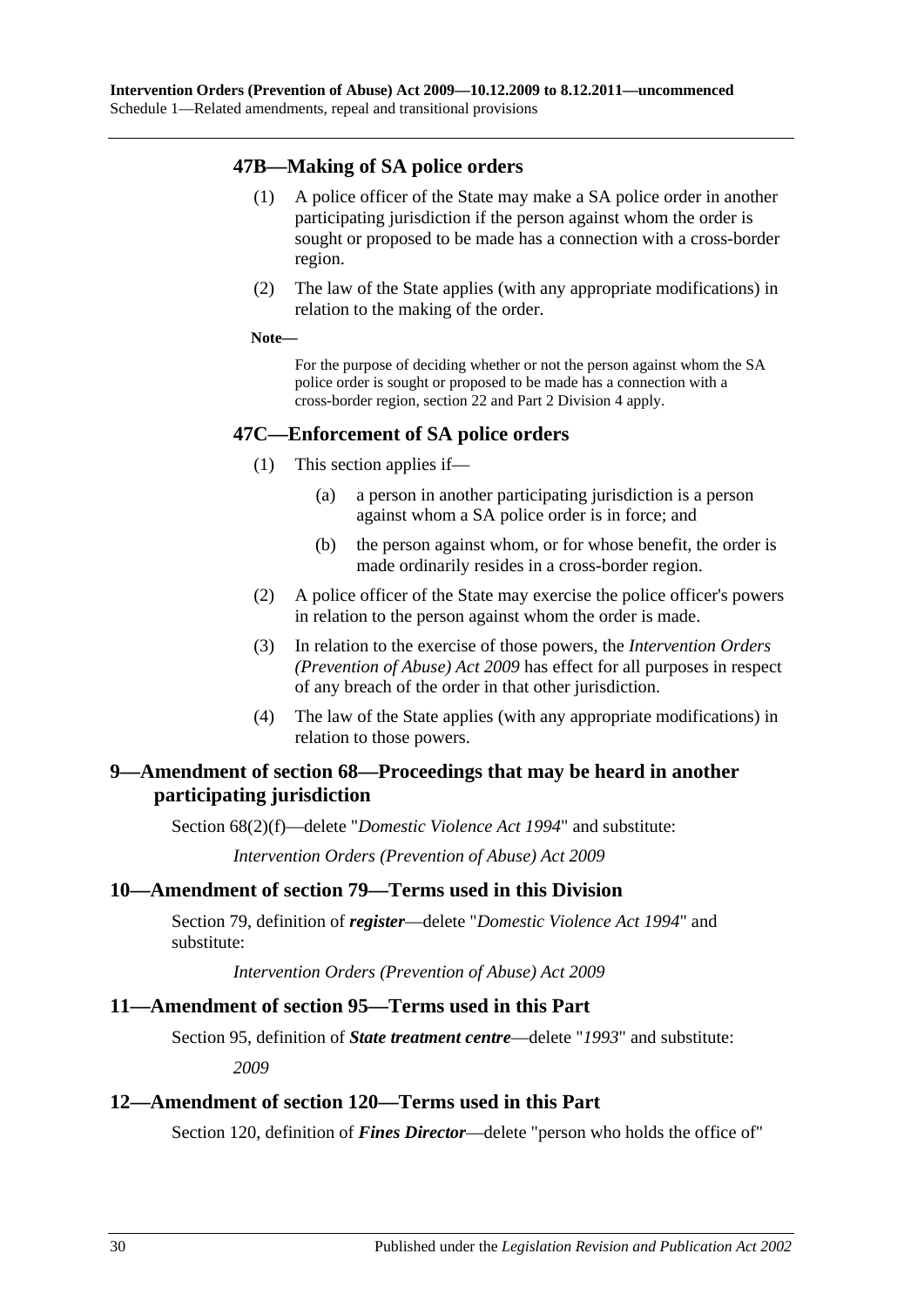### 47B—Making of SA police orders

(1) A police officer of the State may make a SA police order in another participating jurisdiction if the person against whom the order is sought or proposed to be made has a connection with a cross-border region.

(2) The law of the State applies (with any appropriate modifications) in relation to the making of the order.

**Note—**

For the purpose of deciding whether or not the person against whom the SA police order is sought or proposed to be made has a connection with a cross-border region, section 22 and Part 2 Division 4 apply.

### 47C—Enforcement of SA police orders

(1) This section applies if—

(a) a person in another participating jurisdiction is a person against whom a SA police order is in force; and

(b) the person against whom, or for whose benefit, the order is made ordinarily resides in a cross-border region.

(2) A police officer of the State may exercise the police officer's powers in relation to the person against whom the order is made.

(3) In relation to the exercise of those powers, the *Intervention Orders (Prevention of Abuse) Act 2009* has effect for all purposes in respect of any breach of the order in that other jurisdiction.

(4) The law of the State applies (with any appropriate modifications) in relation to those powers.

## 9—Amendment of section 68—Proceedings that may be heard in another participating jurisdiction

Section 68(2)(f)—delete "*Domestic Violence Act 1994*" and substitute:

*Intervention Orders (Prevention of Abuse) Act 2009*

## 10—Amendment of section 79—Terms used in this Division

Section 79, definition of ***register***—delete "*Domestic Violence Act 1994*" and substitute:

*Intervention Orders (Prevention of Abuse) Act 2009*

## 11—Amendment of section 95—Terms used in this Part

Section 95, definition of ***State treatment centre***—delete "*1993*" and substitute:

*2009*

## 12—Amendment of section 120—Terms used in this Part

Section 120, definition of ***Fines Director***—delete "person who holds the office of"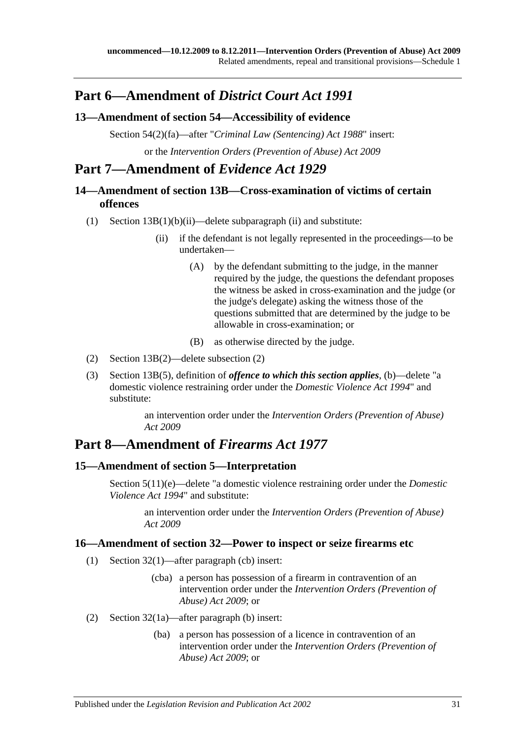## Part 6—Amendment of *District Court Act 1991*

### 13—Amendment of section 54—Accessibility of evidence

Section 54(2)(fa)—after "*Criminal Law (Sentencing) Act 1988*" insert:

or the *Intervention Orders (Prevention of Abuse) Act 2009*

## Part 7—Amendment of *Evidence Act 1929*

### 14—Amendment of section 13B—Cross-examination of victims of certain offences

(1) Section 13B(1)(b)(ii)—delete subparagraph (ii) and substitute:

> (ii) if the defendant is not legally represented in the proceedings—to be undertaken—
>
> > (A) by the defendant submitting to the judge, in the manner required by the judge, the questions the defendant proposes the witness be asked in cross-examination and the judge (or the judge's delegate) asking the witness those of the questions submitted that are determined by the judge to be allowable in cross-examination; or
> >
> > (B) as otherwise directed by the judge.

(2) Section 13B(2)—delete subsection (2)

(3) Section 13B(5), definition of ***offence to which this section applies***, (b)—delete "a domestic violence restraining order under the *Domestic Violence Act 1994*" and substitute:

> an intervention order under the *Intervention Orders (Prevention of Abuse) Act 2009*

## Part 8—Amendment of *Firearms Act 1977*

### 15—Amendment of section 5—Interpretation

Section 5(11)(e)—delete "a domestic violence restraining order under the *Domestic Violence Act 1994*" and substitute:

> an intervention order under the *Intervention Orders (Prevention of Abuse) Act 2009*

### 16—Amendment of section 32—Power to inspect or seize firearms etc

(1) Section 32(1)—after paragraph (cb) insert:

> (cba) a person has possession of a firearm in contravention of an intervention order under the *Intervention Orders (Prevention of Abuse) Act 2009*; or

(2) Section 32(1a)—after paragraph (b) insert:

> (ba) a person has possession of a licence in contravention of an intervention order under the *Intervention Orders (Prevention of Abuse) Act 2009*; or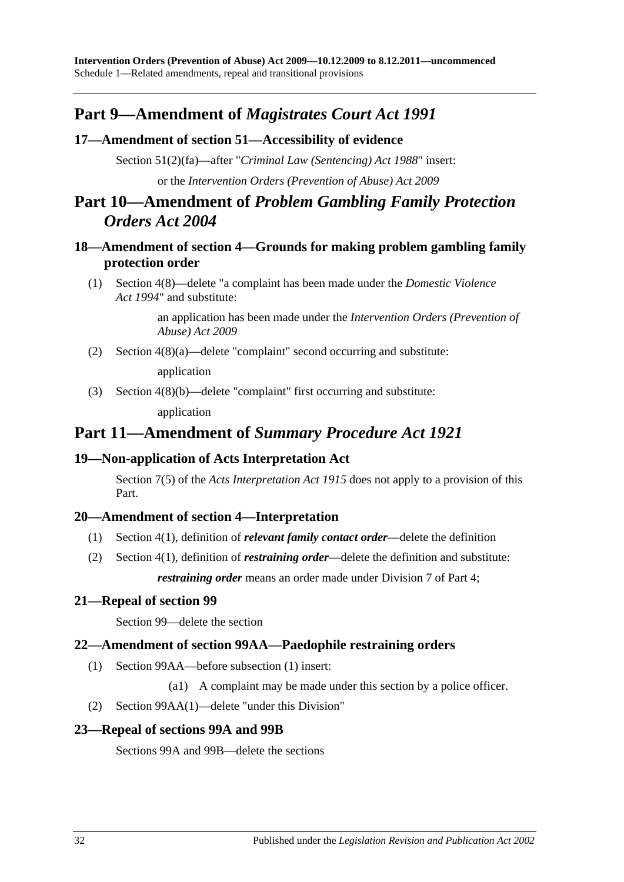## Part 9—Amendment of *Magistrates Court Act 1991*

### 17—Amendment of section 51—Accessibility of evidence

Section 51(2)(fa)—after "*Criminal Law (Sentencing) Act 1988*" insert:

or the *Intervention Orders (Prevention of Abuse) Act 2009*

## Part 10—Amendment of *Problem Gambling Family Protection Orders Act 2004*

### 18—Amendment of section 4—Grounds for making problem gambling family protection order

(1) Section 4(8)—delete "a complaint has been made under the *Domestic Violence Act 1994*" and substitute:

an application has been made under the *Intervention Orders (Prevention of Abuse) Act 2009*

(2) Section 4(8)(a)—delete "complaint" second occurring and substitute:

application

(3) Section 4(8)(b)—delete "complaint" first occurring and substitute:

application

## Part 11—Amendment of *Summary Procedure Act 1921*

### 19—Non-application of Acts Interpretation Act

Section 7(5) of the *Acts Interpretation Act 1915* does not apply to a provision of this Part.

### 20—Amendment of section 4—Interpretation

(1) Section 4(1), definition of ***relevant family contact order***—delete the definition

(2) Section 4(1), definition of ***restraining order***—delete the definition and substitute:

***restraining order*** means an order made under Division 7 of Part 4;

### 21—Repeal of section 99

Section 99—delete the section

### 22—Amendment of section 99AA—Paedophile restraining orders

(1) Section 99AA—before subsection (1) insert:

(a1) A complaint may be made under this section by a police officer.

(2) Section 99AA(1)—delete "under this Division"

### 23—Repeal of sections 99A and 99B

Sections 99A and 99B—delete the sections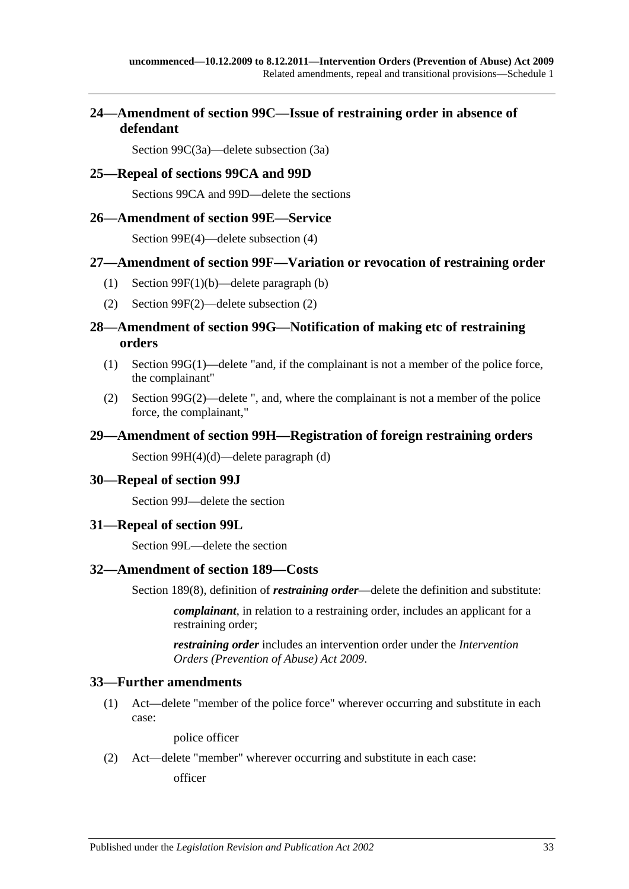## 24—Amendment of section 99C—Issue of restraining order in absence of defendant

Section 99C(3a)—delete subsection (3a)

## 25—Repeal of sections 99CA and 99D

Sections 99CA and 99D—delete the sections

## 26—Amendment of section 99E—Service

Section 99E(4)—delete subsection (4)

## 27—Amendment of section 99F—Variation or revocation of restraining order

(1) Section 99F(1)(b)—delete paragraph (b)

(2) Section 99F(2)—delete subsection (2)

## 28—Amendment of section 99G—Notification of making etc of restraining orders

(1) Section 99G(1)—delete "and, if the complainant is not a member of the police force, the complainant"

(2) Section 99G(2)—delete ", and, where the complainant is not a member of the police force, the complainant,"

## 29—Amendment of section 99H—Registration of foreign restraining orders

Section 99H(4)(d)—delete paragraph (d)

## 30—Repeal of section 99J

Section 99J—delete the section

## 31—Repeal of section 99L

Section 99L—delete the section

## 32—Amendment of section 189—Costs

Section 189(8), definition of ***restraining order***—delete the definition and substitute:

> ***complainant***, in relation to a restraining order, includes an applicant for a restraining order;
>
> ***restraining order*** includes an intervention order under the *Intervention Orders (Prevention of Abuse) Act 2009*.

## 33—Further amendments

(1) Act—delete "member of the police force" wherever occurring and substitute in each case:

> police officer

(2) Act—delete "member" wherever occurring and substitute in each case:

> officer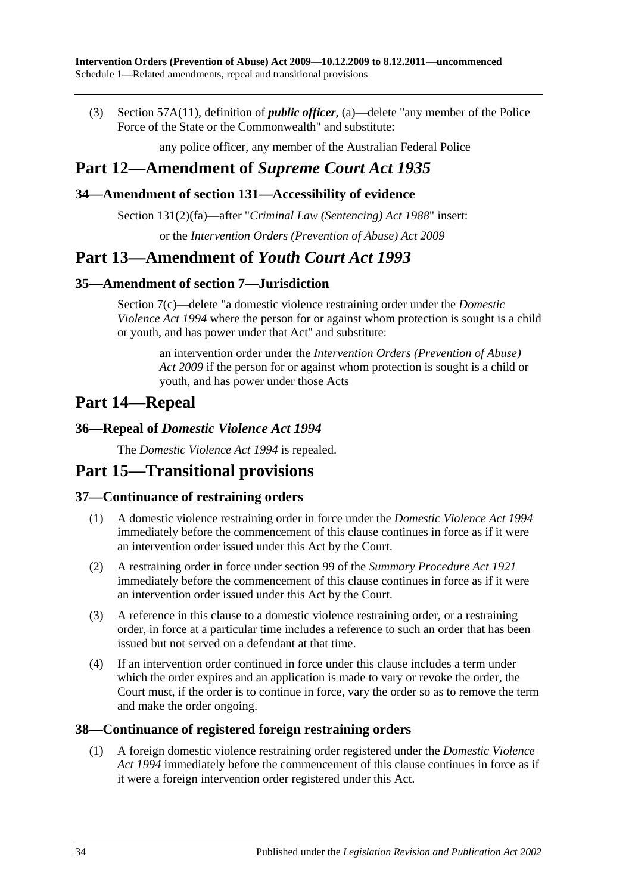(3) Section 57A(11), definition of ***public officer***, (a)—delete "any member of the Police Force of the State or the Commonwealth" and substitute:

any police officer, any member of the Australian Federal Police

## Part 12—Amendment of *Supreme Court Act 1935*

### 34—Amendment of section 131—Accessibility of evidence

Section 131(2)(fa)—after "*Criminal Law (Sentencing) Act 1988*" insert:

or the *Intervention Orders (Prevention of Abuse) Act 2009*

## Part 13—Amendment of *Youth Court Act 1993*

### 35—Amendment of section 7—Jurisdiction

Section 7(c)—delete "a domestic violence restraining order under the *Domestic Violence Act 1994* where the person for or against whom protection is sought is a child or youth, and has power under that Act" and substitute:

an intervention order under the *Intervention Orders (Prevention of Abuse) Act 2009* if the person for or against whom protection is sought is a child or youth, and has power under those Acts

## Part 14—Repeal

### 36—Repeal of *Domestic Violence Act 1994*

The *Domestic Violence Act 1994* is repealed.

## Part 15—Transitional provisions

### 37—Continuance of restraining orders

(1) A domestic violence restraining order in force under the *Domestic Violence Act 1994* immediately before the commencement of this clause continues in force as if it were an intervention order issued under this Act by the Court.

(2) A restraining order in force under section 99 of the *Summary Procedure Act 1921* immediately before the commencement of this clause continues in force as if it were an intervention order issued under this Act by the Court.

(3) A reference in this clause to a domestic violence restraining order, or a restraining order, in force at a particular time includes a reference to such an order that has been issued but not served on a defendant at that time.

(4) If an intervention order continued in force under this clause includes a term under which the order expires and an application is made to vary or revoke the order, the Court must, if the order is to continue in force, vary the order so as to remove the term and make the order ongoing.

### 38—Continuance of registered foreign restraining orders

(1) A foreign domestic violence restraining order registered under the *Domestic Violence Act 1994* immediately before the commencement of this clause continues in force as if it were a foreign intervention order registered under this Act.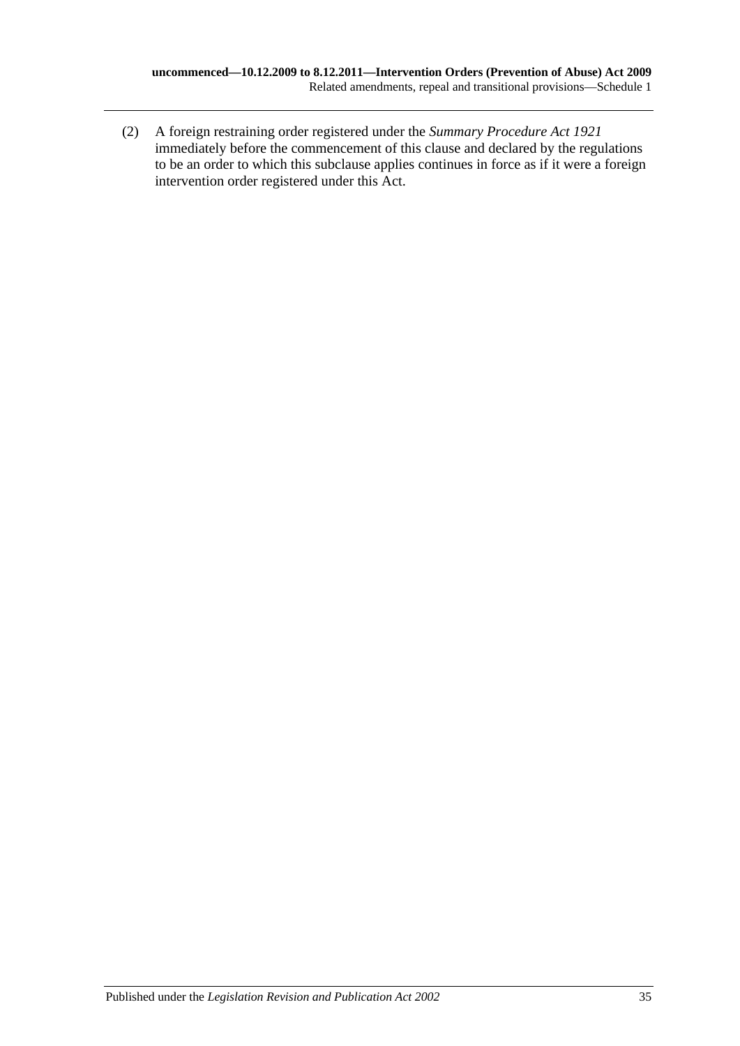(2) A foreign restraining order registered under the *Summary Procedure Act 1921* immediately before the commencement of this clause and declared by the regulations to be an order to which this subclause applies continues in force as if it were a foreign intervention order registered under this Act.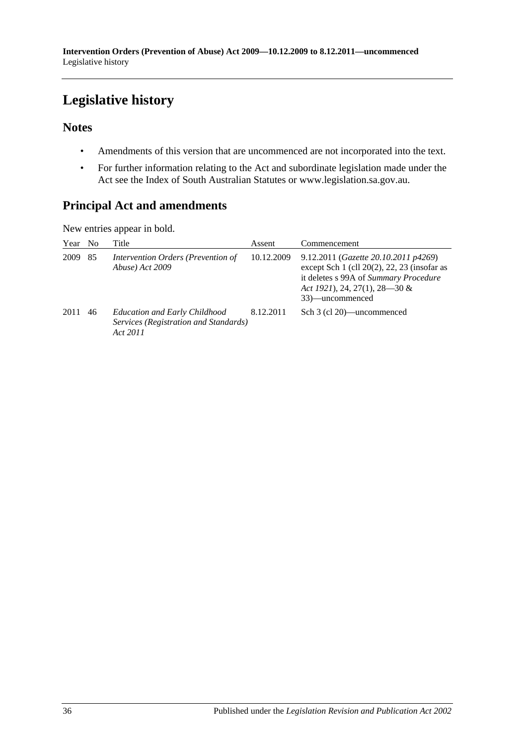# Legislative history

## Notes

- Amendments of this version that are uncommenced are not incorporated into the text.
- For further information relating to the Act and subordinate legislation made under the Act see the Index of South Australian Statutes or www.legislation.sa.gov.au.

## Principal Act and amendments

New entries appear in bold.

| Year | No | Title | Assent | Commencement |
|---|---|---|---|---|
| 2009 | 85 | *Intervention Orders (Prevention of Abuse) Act 2009* | 10.12.2009 | 9.12.2011 (*Gazette 20.10.2011 p4269*) except Sch 1 (cll 20(2), 22, 23 (insofar as it deletes s 99A of *Summary Procedure Act 1921*), 24, 27(1), 28—30 & 33)—uncommenced |
| 2011 | 46 | *Education and Early Childhood Services (Registration and Standards) Act 2011* | 8.12.2011 | Sch 3 (cl 20)—uncommenced |